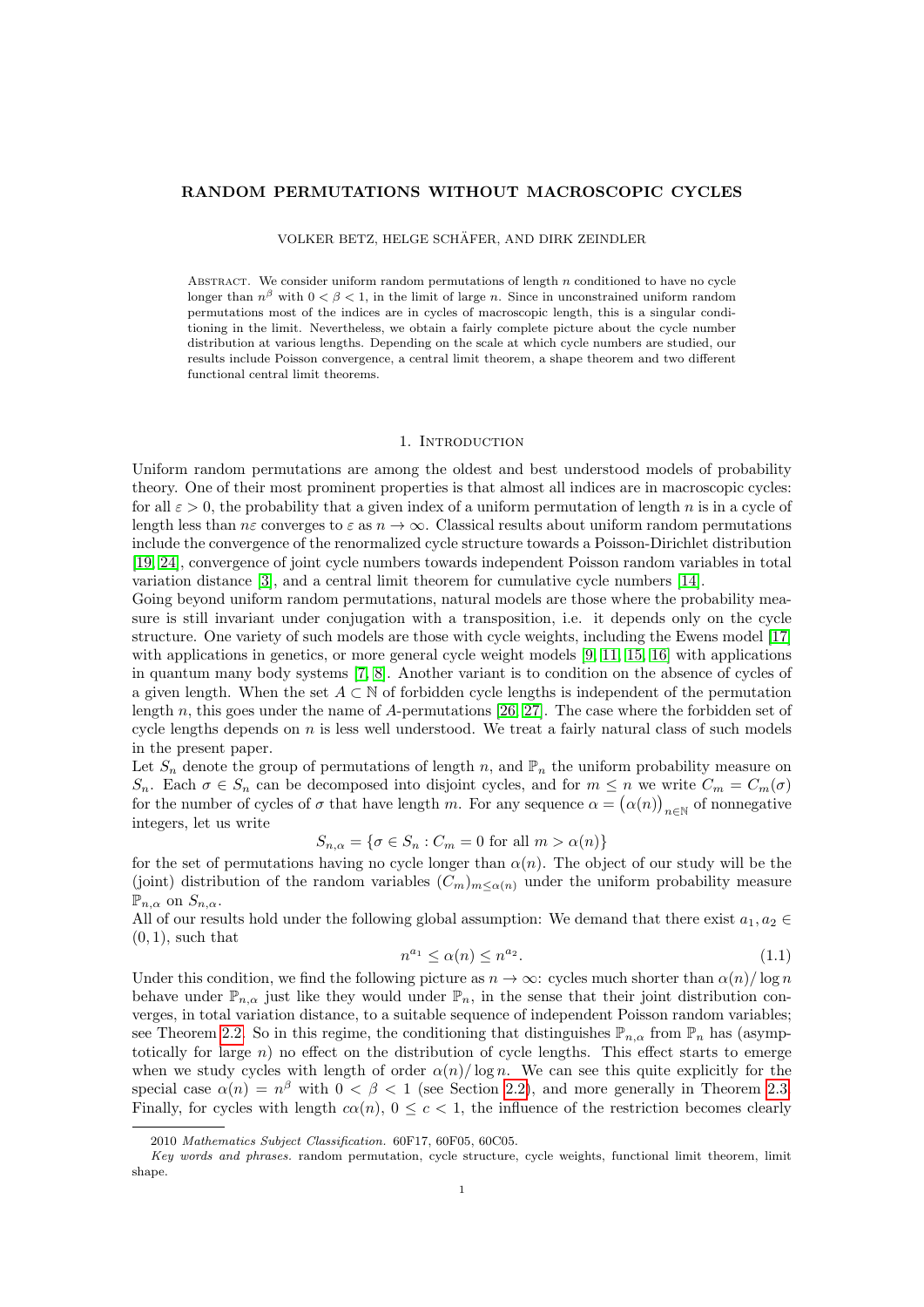# RANDOM PERMUTATIONS WITHOUT MACROSCOPIC CYCLES

VOLKER BETZ, HELGE SCHÄFER, AND DIRK ZEINDLER

Abstract. We consider uniform random permutations of length $n$ conditioned to have no cycle longer than $n^\beta$ with $0 < \beta < 1$, in the limit of large $n$. Since in unconstrained uniform random permutations most of the indices are in cycles of macroscopic length, this is a singular conditioning in the limit. Nevertheless, we obtain a fairly complete picture about the cycle number distribution at various lengths. Depending on the scale at which cycle numbers are studied, our results include Poisson convergence, a central limit theorem, a shape theorem and two different functional central limit theorems.

## 1. Introduction

Uniform random permutations are among the oldest and best understood models of probability theory. One of their most prominent properties is that almost all indices are in macroscopic cycles: for all $\varepsilon > 0$, the probability that a given index of a uniform permutation of length $n$ is in a cycle of length less than $n\varepsilon$ converges to $\varepsilon$ as $n \to \infty$. Classical results about uniform random permutations include the convergence of the renormalized cycle structure towards a Poisson-Dirichlet distribution [19, 24], convergence of joint cycle numbers towards independent Poisson random variables in total variation distance [3], and a central limit theorem for cumulative cycle numbers [14].

Going beyond uniform random permutations, natural models are those where the probability measure is still invariant under conjugation with a transposition, i.e. it depends only on the cycle structure. One variety of such models are those with cycle weights, including the Ewens model [17] with applications in genetics, or more general cycle weight models [9, 11, 15, 16] with applications in quantum many body systems [7, 8]. Another variant is to condition on the absence of cycles of a given length. When the set $A \subset \mathbb{N}$ of forbidden cycle lengths is independent of the permutation length $n$, this goes under the name of $A$-permutations [26, 27]. The case where the forbidden set of cycle lengths depends on $n$ is less well understood. We treat a fairly natural class of such models in the present paper.

Let $S_n$ denote the group of permutations of length $n$, and $\mathbb{P}_n$ the uniform probability measure on $S_n$. Each $\sigma \in S_n$ can be decomposed into disjoint cycles, and for $m \leq n$ we write $C_m = C_m(\sigma)$ for the number of cycles of $\sigma$ that have length $m$. For any sequence $\alpha = \big(\alpha(n)\big)_{n\in\mathbb{N}}$ of nonnegative integers, let us write

$$S_{n,\alpha} = \{\sigma \in S_n : C_m = 0 \text{ for all } m > \alpha(n)\}$$

for the set of permutations having no cycle longer than $\alpha(n)$. The object of our study will be the (joint) distribution of the random variables $(C_m)_{m\leq\alpha(n)}$ under the uniform probability measure $\mathbb{P}_{n,\alpha}$ on $S_{n,\alpha}$.

All of our results hold under the following global assumption: We demand that there exist $a_1, a_2 \in (0, 1)$, such that

$$n^{a_1} \leq \alpha(n) \leq n^{a_2}. \tag{1.1}$$

Under this condition, we find the following picture as $n \to \infty$: cycles much shorter than $\alpha(n)/\log n$ behave under $\mathbb{P}_{n,\alpha}$ just like they would under $\mathbb{P}_n$, in the sense that their joint distribution converges, in total variation distance, to a suitable sequence of independent Poisson random variables; see Theorem 2.2. So in this regime, the conditioning that distinguishes $\mathbb{P}_{n,\alpha}$ from $\mathbb{P}_n$ has (asymptotically for large $n$) no effect on the distribution of cycle lengths. This effect starts to emerge when we study cycles with length of order $\alpha(n)/\log n$. We can see this quite explicitly for the special case $\alpha(n) = n^\beta$ with $0 < \beta < 1$ (see Section 2.2), and more generally in Theorem 2.3. Finally, for cycles with length $c\alpha(n)$, $0 \leq c < 1$, the influence of the restriction becomes clearly

2010 *Mathematics Subject Classification.* 60F17, 60F05, 60C05.

*Key words and phrases.* random permutation, cycle structure, cycle weights, functional limit theorem, limit shape.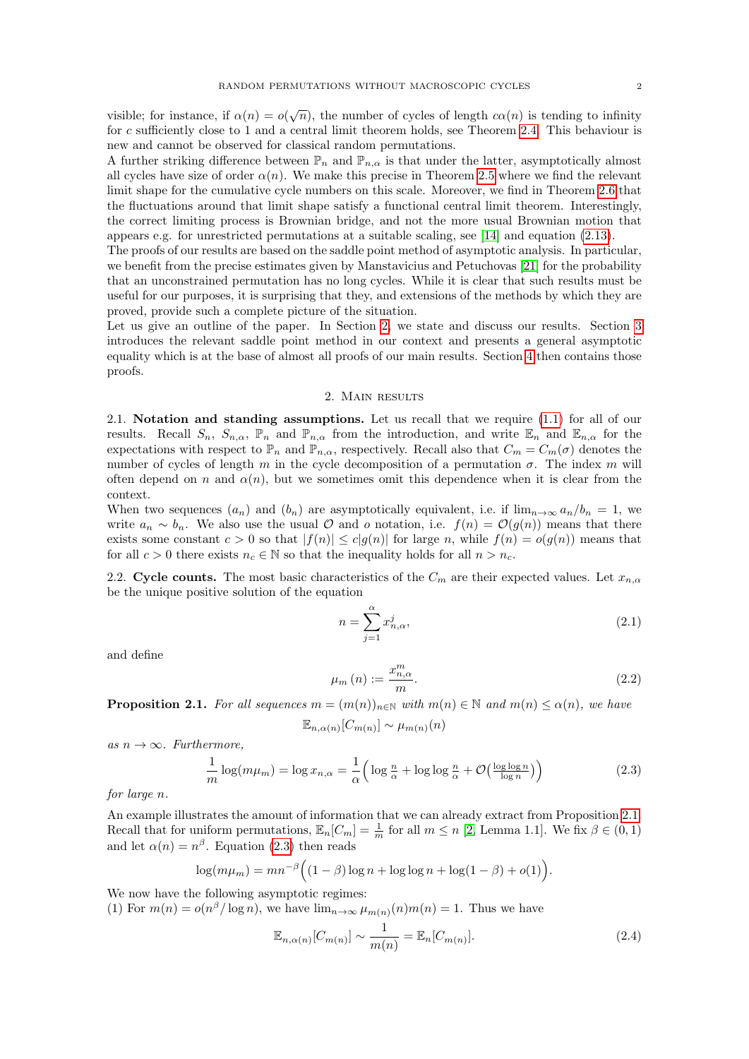visible; for instance, if $\alpha(n) = o(\sqrt{n})$, the number of cycles of length $c\alpha(n)$ is tending to infinity for $c$ sufficiently close to 1 and a central limit theorem holds, see Theorem 2.4. This behaviour is new and cannot be observed for classical random permutations.

A further striking difference between $\mathbb{P}_n$ and $\mathbb{P}_{n,\alpha}$ is that under the latter, asymptotically almost all cycles have size of order $\alpha(n)$. We make this precise in Theorem 2.5 where we find the relevant limit shape for the cumulative cycle numbers on this scale. Moreover, we find in Theorem 2.6 that the fluctuations around that limit shape satisfy a functional central limit theorem. Interestingly, the correct limiting process is Brownian bridge, and not the more usual Brownian motion that appears e.g. for unrestricted permutations at a suitable scaling, see [14] and equation (2.13).

The proofs of our results are based on the saddle point method of asymptotic analysis. In particular, we benefit from the precise estimates given by Manstavicius and Petuchovas [21] for the probability that an unconstrained permutation has no long cycles. While it is clear that such results must be useful for our purposes, it is surprising that they, and extensions of the methods by which they are proved, provide such a complete picture of the situation.

Let us give an outline of the paper. In Section 2, we state and discuss our results. Section 3 introduces the relevant saddle point method in our context and presents a general asymptotic equality which is at the base of almost all proofs of our main results. Section 4 then contains those proofs.

## 2. Main results

2.1. **Notation and standing assumptions.** Let us recall that we require (1.1) for all of our results. Recall $S_n$, $S_{n,\alpha}$, $\mathbb{P}_n$ and $\mathbb{P}_{n,\alpha}$ from the introduction, and write $\mathbb{E}_n$ and $\mathbb{E}_{n,\alpha}$ for the expectations with respect to $\mathbb{P}_n$ and $\mathbb{P}_{n,\alpha}$, respectively. Recall also that $C_m = C_m(\sigma)$ denotes the number of cycles of length $m$ in the cycle decomposition of a permutation $\sigma$. The index $m$ will often depend on $n$ and $\alpha(n)$, but we sometimes omit this dependence when it is clear from the context.

When two sequences $(a_n)$ and $(b_n)$ are asymptotically equivalent, i.e. if $\lim_{n\to\infty} a_n/b_n = 1$, we write $a_n \sim b_n$. We also use the usual $\mathcal{O}$ and $o$ notation, i.e. $f(n) = \mathcal{O}(g(n))$ means that there exists some constant $c > 0$ so that $|f(n)| \le c|g(n)|$ for large $n$, while $f(n) = o(g(n))$ means that for all $c > 0$ there exists $n_c \in \mathbb{N}$ so that the inequality holds for all $n > n_c$.

2.2. **Cycle counts.** The most basic characteristics of the $C_m$ are their expected values. Let $x_{n,\alpha}$ be the unique positive solution of the equation

$$n = \sum_{j=1}^{\alpha} x_{n,\alpha}^j, \tag{2.1}$$

and define

$$\mu_m(n) := \frac{x_{n,\alpha}^m}{m}. \tag{2.2}$$

**Proposition 2.1.** *For all sequences $m = (m(n))_{n\in\mathbb{N}}$ with $m(n) \in \mathbb{N}$ and $m(n) \le \alpha(n)$, we have*

$$\mathbb{E}_{n,\alpha(n)}[C_{m(n)}] \sim \mu_{m(n)}(n)$$

*as $n \to \infty$. Furthermore,*

$$\frac{1}{m}\log(m\mu_m) = \log x_{n,\alpha} = \frac{1}{\alpha}\Big(\log\tfrac{n}{\alpha} + \log\log\tfrac{n}{\alpha} + \mathcal{O}\big(\tfrac{\log\log n}{\log n}\big)\Big) \tag{2.3}$$

*for large $n$.*

An example illustrates the amount of information that we can already extract from Proposition 2.1. Recall that for uniform permutations, $\mathbb{E}_n[C_m] = \frac{1}{m}$ for all $m \le n$ [2, Lemma 1.1]. We fix $\beta \in (0,1)$ and let $\alpha(n) = n^\beta$. Equation (2.3) then reads

$$\log(m\mu_m) = mn^{-\beta}\Big((1-\beta)\log n + \log\log n + \log(1-\beta) + o(1)\Big).$$

We now have the following asymptotic regimes:

(1) For $m(n) = o(n^\beta/\log n)$, we have $\lim_{n\to\infty}\mu_{m(n)}(n)m(n) = 1$. Thus we have

$$\mathbb{E}_{n,\alpha(n)}[C_{m(n)}] \sim \frac{1}{m(n)} = \mathbb{E}_n[C_{m(n)}]. \tag{2.4}$$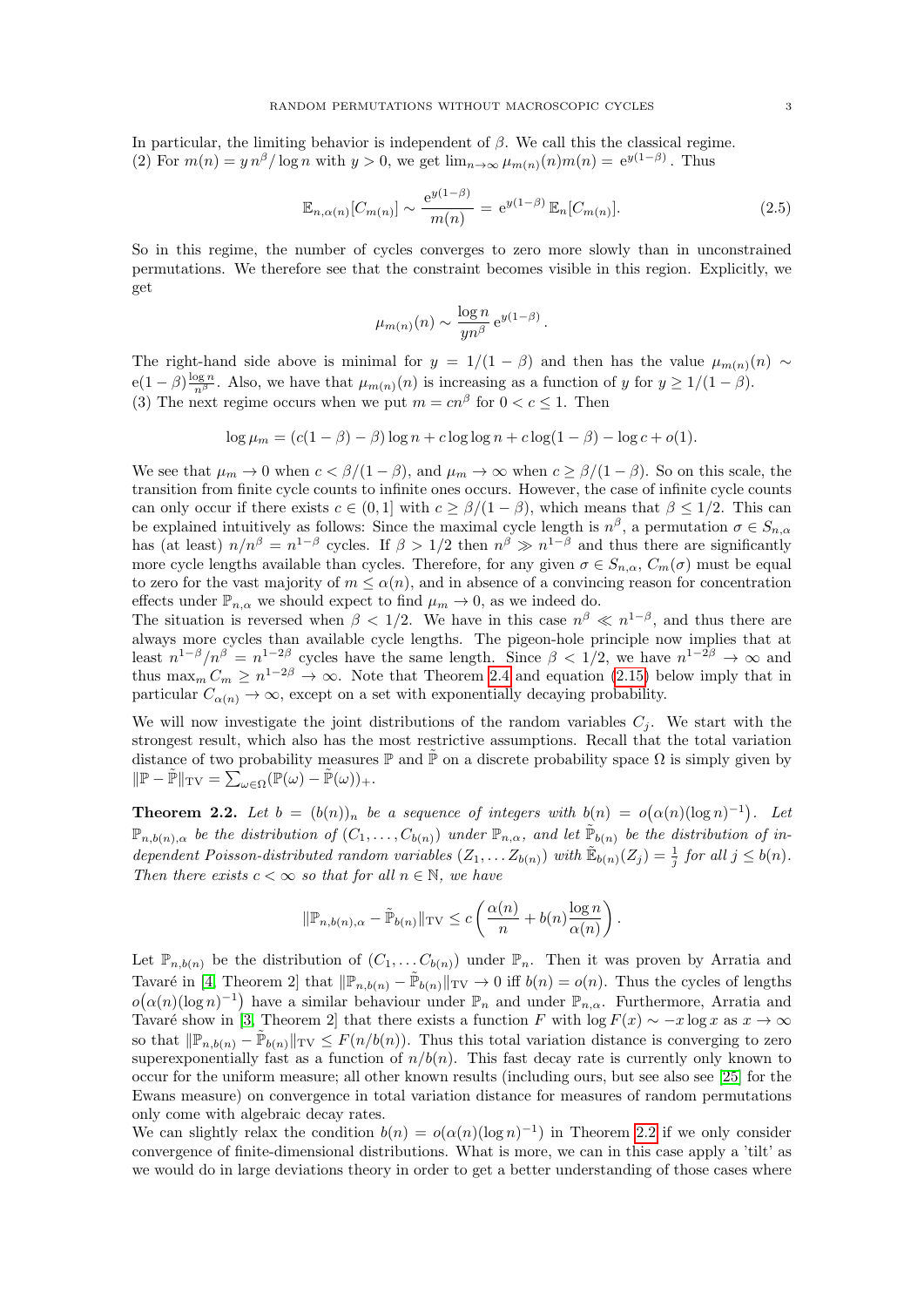In particular, the limiting behavior is independent of $\beta$. We call this the classical regime.
(2) For $m(n) = y\, n^{\beta}/\log n$ with $y > 0$, we get $\lim_{n\to\infty} \mu_{m(n)}(n) m(n) = \mathrm{e}^{y(1-\beta)}$. Thus

$$\mathbb{E}_{n,\alpha(n)}[C_{m(n)}] \sim \frac{\mathrm{e}^{y(1-\beta)}}{m(n)} = \mathrm{e}^{y(1-\beta)}\, \mathbb{E}_n[C_{m(n)}]. \tag{2.5}$$

So in this regime, the number of cycles converges to zero more slowly than in unconstrained permutations. We therefore see that the constraint becomes visible in this region. Explicitly, we get

$$\mu_{m(n)}(n) \sim \frac{\log n}{y n^{\beta}}\, \mathrm{e}^{y(1-\beta)}.$$

The right-hand side above is minimal for $y = 1/(1-\beta)$ and then has the value $\mu_{m(n)}(n) \sim \mathrm{e}(1-\beta)\frac{\log n}{n^{\beta}}$. Also, we have that $\mu_{m(n)}(n)$ is increasing as a function of $y$ for $y \geq 1/(1-\beta)$.
(3) The next regime occurs when we put $m = cn^{\beta}$ for $0 < c \leq 1$. Then

$$\log \mu_m = (c(1-\beta) - \beta)\log n + c \log\log n + c\log(1-\beta) - \log c + o(1).$$

We see that $\mu_m \to 0$ when $c < \beta/(1-\beta)$, and $\mu_m \to \infty$ when $c \geq \beta/(1-\beta)$. So on this scale, the transition from finite cycle counts to infinite ones occurs. However, the case of infinite cycle counts can only occur if there exists $c \in (0, 1]$ with $c \geq \beta/(1-\beta)$, which means that $\beta \leq 1/2$. This can be explained intuitively as follows: Since the maximal cycle length is $n^{\beta}$, a permutation $\sigma \in S_{n,\alpha}$ has (at least) $n/n^{\beta} = n^{1-\beta}$ cycles. If $\beta > 1/2$ then $n^{\beta} \gg n^{1-\beta}$ and thus there are significantly more cycle lengths available than cycles. Therefore, for any given $\sigma \in S_{n,\alpha}$, $C_m(\sigma)$ must be equal to zero for the vast majority of $m \leq \alpha(n)$, and in absence of a convincing reason for concentration effects under $\mathbb{P}_{n,\alpha}$ we should expect to find $\mu_m \to 0$, as we indeed do.
The situation is reversed when $\beta < 1/2$. We have in this case $n^{\beta} \ll n^{1-\beta}$, and thus there are always more cycles than available cycle lengths. The pigeon-hole principle now implies that at least $n^{1-\beta}/n^{\beta} = n^{1-2\beta}$ cycles have the same length. Since $\beta < 1/2$, we have $n^{1-2\beta} \to \infty$ and thus $\max_m C_m \geq n^{1-2\beta} \to \infty$. Note that Theorem 2.4 and equation (2.15) below imply that in particular $C_{\alpha(n)} \to \infty$, except on a set with exponentially decaying probability.

We will now investigate the joint distributions of the random variables $C_j$. We start with the strongest result, which also has the most restrictive assumptions. Recall that the total variation distance of two probability measures $\mathbb{P}$ and $\tilde{\mathbb{P}}$ on a discrete probability space $\Omega$ is simply given by $\|\mathbb{P} - \tilde{\mathbb{P}}\|_{\mathrm{TV}} = \sum_{\omega\in\Omega}(\mathbb{P}(\omega) - \tilde{\mathbb{P}}(\omega))_{+}$.

**Theorem 2.2.** *Let $b = (b(n))_n$ be a sequence of integers with $b(n) = o\big(\alpha(n)(\log n)^{-1}\big)$. Let $\mathbb{P}_{n,b(n),\alpha}$ be the distribution of $(C_1, \ldots, C_{b(n)})$ under $\mathbb{P}_{n,\alpha}$, and let $\tilde{\mathbb{P}}_{b(n)}$ be the distribution of independent Poisson-distributed random variables $(Z_1, \ldots Z_{b(n)})$ with $\tilde{\mathbb{E}}_{b(n)}(Z_j) = \frac{1}{j}$ for all $j \leq b(n)$. Then there exists $c < \infty$ so that for all $n \in \mathbb{N}$, we have*

$$\|\mathbb{P}_{n,b(n),\alpha} - \tilde{\mathbb{P}}_{b(n)}\|_{\mathrm{TV}} \leq c\left(\frac{\alpha(n)}{n} + b(n)\frac{\log n}{\alpha(n)}\right).$$

Let $\mathbb{P}_{n,b(n)}$ be the distribution of $(C_1, \ldots C_{b(n)})$ under $\mathbb{P}_n$. Then it was proven by Arratia and Tavaré in [4, Theorem 2] that $\|\mathbb{P}_{n,b(n)} - \tilde{\mathbb{P}}_{b(n)}\|_{\mathrm{TV}} \to 0$ iff $b(n) = o(n)$. Thus the cycles of lengths $o\big(\alpha(n)(\log n)^{-1}\big)$ have a similar behaviour under $\mathbb{P}_n$ and under $\mathbb{P}_{n,\alpha}$. Furthermore, Arratia and Tavaré show in [3, Theorem 2] that there exists a function $F$ with $\log F(x) \sim -x\log x$ as $x \to \infty$ so that $\|\mathbb{P}_{n,b(n)} - \tilde{\mathbb{P}}_{b(n)}\|_{\mathrm{TV}} \leq F(n/b(n))$. Thus this total variation distance is converging to zero superexponentially fast as a function of $n/b(n)$. This fast decay rate is currently only known to occur for the uniform measure; all other known results (including ours, but see also see [25] for the Ewans measure) on convergence in total variation distance for measures of random permutations only come with algebraic decay rates.
We can slightly relax the condition $b(n) = o(\alpha(n)(\log n)^{-1})$ in Theorem 2.2 if we only consider convergence of finite-dimensional distributions. What is more, we can in this case apply a 'tilt' as we would do in large deviations theory in order to get a better understanding of those cases where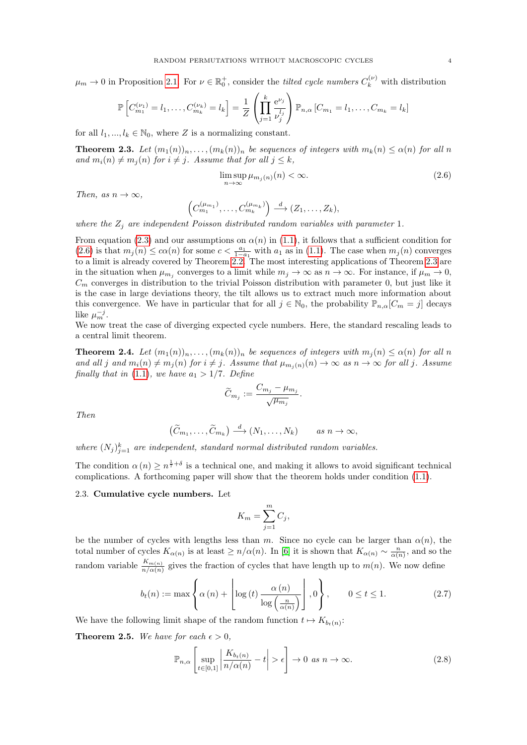$\mu_m \to 0$ in Proposition 2.1. For $\nu \in \mathbb{R}_0^+$, consider the *tilted cycle numbers* $C_k^{(\nu)}$ with distribution

$$\mathbb{P}\left[C_{m_1}^{(\nu_1)} = l_1, \ldots, C_{m_k}^{(\nu_k)} = l_k\right] = \frac{1}{Z}\left(\prod_{j=1}^{k} \frac{\mathrm{e}^{\nu_j}}{\nu_j^{l_j}}\right) \mathbb{P}_{n,\alpha}\left[C_{m_1} = l_1, \ldots, C_{m_k} = l_k\right]$$

for all $l_1, ..., l_k \in \mathbb{N}_0$, where $Z$ is a normalizing constant.

**Theorem 2.3.** *Let $(m_1(n))_n, \ldots, (m_k(n))_n$ be sequences of integers with $m_k(n) \leq \alpha(n)$ for all $n$ and $m_i(n) \neq m_j(n)$ for $i \neq j$. Assume that for all $j \leq k$,*

$$\limsup_{n\to\infty} \mu_{m_j(n)}(n) < \infty. \tag{2.6}$$

*Then, as $n \to \infty$,*

$$\left(C_{m_1}^{(\mu_{m_1})}, \ldots, C_{m_k}^{(\mu_{m_k})}\right) \xrightarrow{d} (Z_1, \ldots, Z_k),$$

*where the $Z_j$ are independent Poisson distributed random variables with parameter 1.*

From equation (2.3) and our assumptions on $\alpha(n)$ in (1.1), it follows that a sufficient condition for (2.6) is that $m_j(n) \leq c\alpha(n)$ for some $c < \frac{a_1}{1-a_1}$ with $a_1$ as in (1.1). The case when $m_j(n)$ converges to a limit is already covered by Theorem 2.2. The most interesting applications of Theorem 2.3 are in the situation when $\mu_{m_j}$ converges to a limit while $m_j \to \infty$ as $n \to \infty$. For instance, if $\mu_m \to 0$, $C_m$ converges in distribution to the trivial Poisson distribution with parameter 0, but just like it is the case in large deviations theory, the tilt allows us to extract much more information about this convergence. We have in particular that for all $j \in \mathbb{N}_0$, the probability $\mathbb{P}_{n,\alpha}[C_m = j]$ decays like $\mu_m^{-j}$.
We now treat the case of diverging expected cycle numbers. Here, the standard rescaling leads to a central limit theorem.

**Theorem 2.4.** *Let $(m_1(n))_n, \ldots, (m_k(n))_n$ be sequences of integers with $m_j(n) \leq \alpha(n)$ for all $n$ and all $j$ and $m_i(n) \neq m_j(n)$ for $i \neq j$. Assume that $\mu_{m_j(n)}(n) \to \infty$ as $n \to \infty$ for all $j$. Assume finally that in (1.1), we have $a_1 > 1/7$. Define*

$$\widetilde{C}_{m_j} := \frac{C_{m_j} - \mu_{m_j}}{\sqrt{\mu_{m_j}}}.$$

*Then*

$$\left(\widetilde{C}_{m_1}, \ldots, \widetilde{C}_{m_k}\right) \xrightarrow{d} (N_1, \ldots, N_k) \qquad \text{as } n \to \infty,$$

*where $(N_j)_{j=1}^k$ are independent, standard normal distributed random variables.*

The condition $\alpha(n) \geq n^{\frac{1}{7}+\delta}$ is a technical one, and making it allows to avoid significant technical complications. A forthcoming paper will show that the theorem holds under condition (1.1).

2.3. **Cumulative cycle numbers.** Let

$$K_m = \sum_{j=1}^{m} C_j,$$

be the number of cycles with lengths less than $m$. Since no cycle can be larger than $\alpha(n)$, the total number of cycles $K_{\alpha(n)}$ is at least $\geq n/\alpha(n)$. In [6] it is shown that $K_{\alpha(n)} \sim \frac{n}{\alpha(n)}$, and so the random variable $\frac{K_{m(n)}}{n/\alpha(n)}$ gives the fraction of cycles that have length up to $m(n)$. We now define

$$b_t(n) := \max\left\{\alpha(n) + \left\lfloor \log(t) \frac{\alpha(n)}{\log\left(\frac{n}{\alpha(n)}\right)} \right\rfloor, 0\right\}, \qquad 0 \leq t \leq 1. \tag{2.7}$$

We have the following limit shape of the random function $t \mapsto K_{b_t(n)}$:

**Theorem 2.5.** *We have for each $\epsilon > 0$,*

$$\mathbb{P}_{n,\alpha}\left[\sup_{t\in[0,1]} \left|\frac{K_{b_t(n)}}{n/\alpha(n)} - t\right| > \epsilon\right] \to 0 \text{ as } n \to \infty. \tag{2.8}$$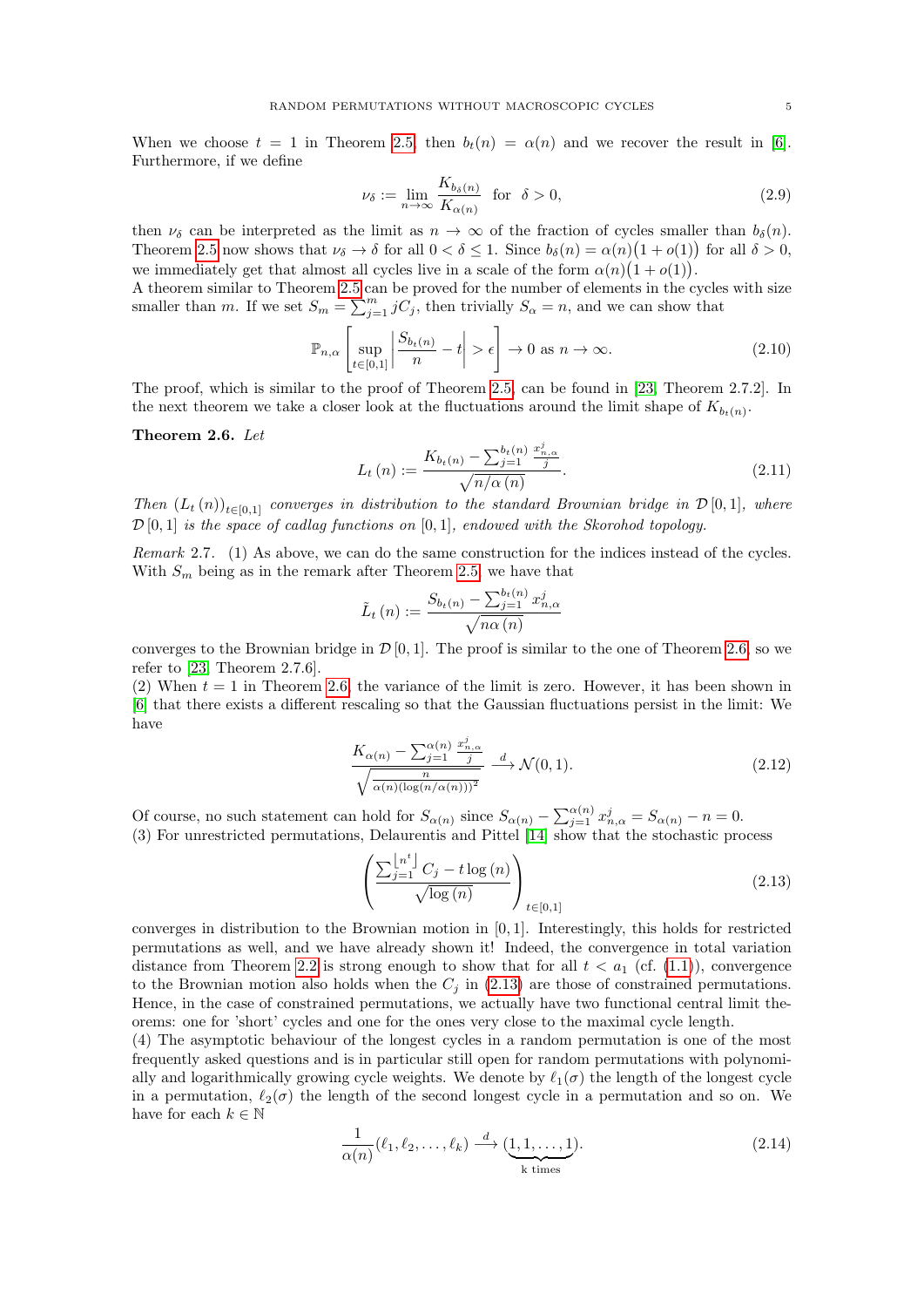When we choose $t = 1$ in Theorem 2.5, then $b_t(n) = \alpha(n)$ and we recover the result in [6]. Furthermore, if we define

$$\nu_\delta := \lim_{n\to\infty} \frac{K_{b_\delta(n)}}{K_{\alpha(n)}} \quad \text{for} \quad \delta > 0, \tag{2.9}$$

then $\nu_\delta$ can be interpreted as the limit as $n \to \infty$ of the fraction of cycles smaller than $b_\delta(n)$. Theorem 2.5 now shows that $\nu_\delta \to \delta$ for all $0 < \delta \leq 1$. Since $b_\delta(n) = \alpha(n)\big(1 + o(1)\big)$ for all $\delta > 0$, we immediately get that almost all cycles live in a scale of the form $\alpha(n)\big(1 + o(1)\big)$.
A theorem similar to Theorem 2.5 can be proved for the number of elements in the cycles with size smaller than $m$. If we set $S_m = \sum_{j=1}^{m} jC_j$, then trivially $S_\alpha = n$, and we can show that

$$\mathbb{P}_{n,\alpha}\left[\sup_{t\in[0,1]} \left|\frac{S_{b_t(n)}}{n} - t\right| > \epsilon\right] \to 0 \text{ as } n \to \infty. \tag{2.10}$$

The proof, which is similar to the proof of Theorem 2.5, can be found in [23, Theorem 2.7.2]. In the next theorem we take a closer look at the fluctuations around the limit shape of $K_{b_t(n)}$.

**Theorem 2.6.** *Let*

$$L_t(n) := \frac{K_{b_t(n)} - \sum_{j=1}^{b_t(n)} \frac{x_{n,\alpha}^j}{j}}{\sqrt{n/\alpha(n)}}. \tag{2.11}$$

*Then $(L_t(n))_{t\in[0,1]}$ converges in distribution to the standard Brownian bridge in $\mathcal{D}[0,1]$, where $\mathcal{D}[0,1]$ is the space of cadlag functions on $[0,1]$, endowed with the Skorohod topology.*

*Remark* 2.7. (1) As above, we can do the same construction for the indices instead of the cycles. With $S_m$ being as in the remark after Theorem 2.5, we have that

$$\tilde{L}_t(n) := \frac{S_{b_t(n)} - \sum_{j=1}^{b_t(n)} x_{n,\alpha}^j}{\sqrt{n\alpha(n)}}$$

converges to the Brownian bridge in $\mathcal{D}[0,1]$. The proof is similar to the one of Theorem 2.6, so we refer to [23, Theorem 2.7.6].
(2) When $t = 1$ in Theorem 2.6, the variance of the limit is zero. However, it has been shown in [6] that there exists a different rescaling so that the Gaussian fluctuations persist in the limit: We have

$$\frac{K_{\alpha(n)} - \sum_{j=1}^{\alpha(n)} \frac{x_{n,\alpha}^j}{j}}{\sqrt{\frac{n}{\alpha(n)(\log(n/\alpha(n)))^2}}} \xrightarrow{d} \mathcal{N}(0,1). \tag{2.12}$$

Of course, no such statement can hold for $S_{\alpha(n)}$ since $S_{\alpha(n)} - \sum_{j=1}^{\alpha(n)} x_{n,\alpha}^j = S_{\alpha(n)} - n = 0$.
(3) For unrestricted permutations, Delaurentis and Pittel [14] show that the stochastic process

$$\left(\frac{\sum_{j=1}^{\lfloor n^t \rfloor} C_j - t\log(n)}{\sqrt{\log(n)}}\right)_{t\in[0,1]} \tag{2.13}$$

converges in distribution to the Brownian motion in $[0,1]$. Interestingly, this holds for restricted permutations as well, and we have already shown it! Indeed, the convergence in total variation distance from Theorem 2.2 is strong enough to show that for all $t < a_1$ (cf. (1.1)), convergence to the Brownian motion also holds when the $C_j$ in (2.13) are those of constrained permutations. Hence, in the case of constrained permutations, we actually have two functional central limit theorems: one for 'short' cycles and one for the ones very close to the maximal cycle length.
(4) The asymptotic behaviour of the longest cycles in a random permutation is one of the most frequently asked questions and is in particular still open for random permutations with polynomially and logarithmically growing cycle weights. We denote by $\ell_1(\sigma)$ the length of the longest cycle in a permutation, $\ell_2(\sigma)$ the length of the second longest cycle in a permutation and so on. We have for each $k \in \mathbb{N}$

$$\frac{1}{\alpha(n)}(\ell_1, \ell_2, \ldots, \ell_k) \xrightarrow{d} (\underbrace{1, 1, \ldots, 1}_{\text{k times}}). \tag{2.14}$$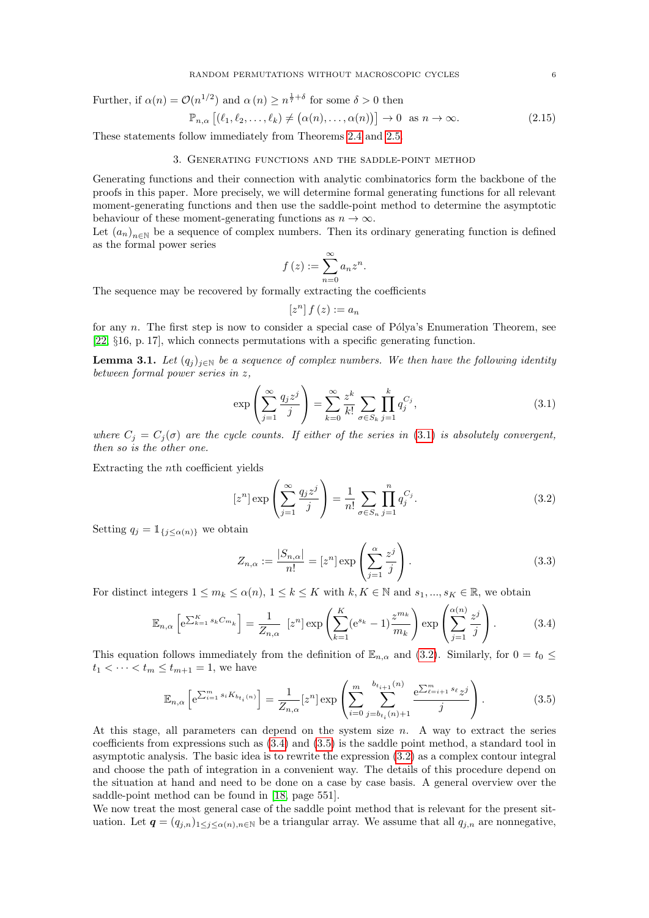Further, if $\alpha(n) = \mathcal{O}(n^{1/2})$ and $\alpha(n) \geq n^{\frac{1}{7}+\delta}$ for some $\delta > 0$ then

$$\mathbb{P}_{n,\alpha}\left[(\ell_1, \ell_2, \ldots, \ell_k) \neq \big(\alpha(n), \ldots, \alpha(n)\big)\right] \to 0 \quad \text{as } n \to \infty. \tag{2.15}$$

These statements follow immediately from Theorems 2.4 and 2.5.

## 3. Generating functions and the saddle-point method

Generating functions and their connection with analytic combinatorics form the backbone of the proofs in this paper. More precisely, we will determine formal generating functions for all relevant moment-generating functions and then use the saddle-point method to determine the asymptotic behaviour of these moment-generating functions as $n \to \infty$.

Let $(a_n)_{n\in\mathbb{N}}$ be a sequence of complex numbers. Then its ordinary generating function is defined as the formal power series

$$f(z) := \sum_{n=0}^{\infty} a_n z^n.$$

The sequence may be recovered by formally extracting the coefficients

$$[z^n]\, f(z) := a_n$$

for any $n$. The first step is now to consider a special case of Pólya's Enumeration Theorem, see [22, §16, p. 17], which connects permutations with a specific generating function.

**Lemma 3.1.** *Let $(q_j)_{j\in\mathbb{N}}$ be a sequence of complex numbers. We then have the following identity between formal power series in $z$,*

$$\exp\left(\sum_{j=1}^{\infty} \frac{q_j z^j}{j}\right) = \sum_{k=0}^{\infty} \frac{z^k}{k!} \sum_{\sigma\in S_k} \prod_{j=1}^{k} q_j^{C_j}, \tag{3.1}$$

*where $C_j = C_j(\sigma)$ are the cycle counts. If either of the series in (3.1) is absolutely convergent, then so is the other one.*

Extracting the $n$th coefficient yields

$$[z^n] \exp\left(\sum_{j=1}^{\infty} \frac{q_j z^j}{j}\right) = \frac{1}{n!} \sum_{\sigma\in S_n} \prod_{j=1}^{n} q_j^{C_j}. \tag{3.2}$$

Setting $q_j = \mathbb{1}_{\{j\leq\alpha(n)\}}$ we obtain

$$Z_{n,\alpha} := \frac{|S_{n,\alpha}|}{n!} = [z^n] \exp\left(\sum_{j=1}^{\alpha} \frac{z^j}{j}\right). \tag{3.3}$$

For distinct integers $1 \leq m_k \leq \alpha(n)$, $1 \leq k \leq K$ with $k, K \in \mathbb{N}$ and $s_1, ..., s_K \in \mathbb{R}$, we obtain

$$\mathbb{E}_{n,\alpha}\left[\mathrm{e}^{\sum_{k=1}^{K} s_k C_{m_k}}\right] = \frac{1}{Z_{n,\alpha}} \; [z^n] \exp\left(\sum_{k=1}^{K} (\mathrm{e}^{s_k} - 1) \frac{z^{m_k}}{m_k}\right) \exp\left(\sum_{j=1}^{\alpha(n)} \frac{z^j}{j}\right). \tag{3.4}$$

This equation follows immediately from the definition of $\mathbb{E}_{n,\alpha}$ and (3.2). Similarly, for $0 = t_0 \leq t_1 < \cdots < t_m \leq t_{m+1} = 1$, we have

$$\mathbb{E}_{n,\alpha}\left[\mathrm{e}^{\sum_{i=1}^{m} s_i K_{b_{t_i}(n)}}\right] = \frac{1}{Z_{n,\alpha}} [z^n] \exp\left(\sum_{i=0}^{m} \sum_{j=b_{t_i}(n)+1}^{b_{t_{i+1}}(n)} \frac{\mathrm{e}^{\sum_{\ell=i+1}^{m} s_\ell} z^j}{j}\right). \tag{3.5}$$

At this stage, all parameters can depend on the system size $n$. A way to extract the series coefficients from expressions such as (3.4) and (3.5) is the saddle point method, a standard tool in asymptotic analysis. The basic idea is to rewrite the expression (3.2) as a complex contour integral and choose the path of integration in a convenient way. The details of this procedure depend on the situation at hand and need to be done on a case by case basis. A general overview over the saddle-point method can be found in [18, page 551].

We now treat the most general case of the saddle point method that is relevant for the present situation. Let $\boldsymbol{q} = (q_{j,n})_{1\leq j\leq\alpha(n), n\in\mathbb{N}}$ be a triangular array. We assume that all $q_{j,n}$ are nonnegative,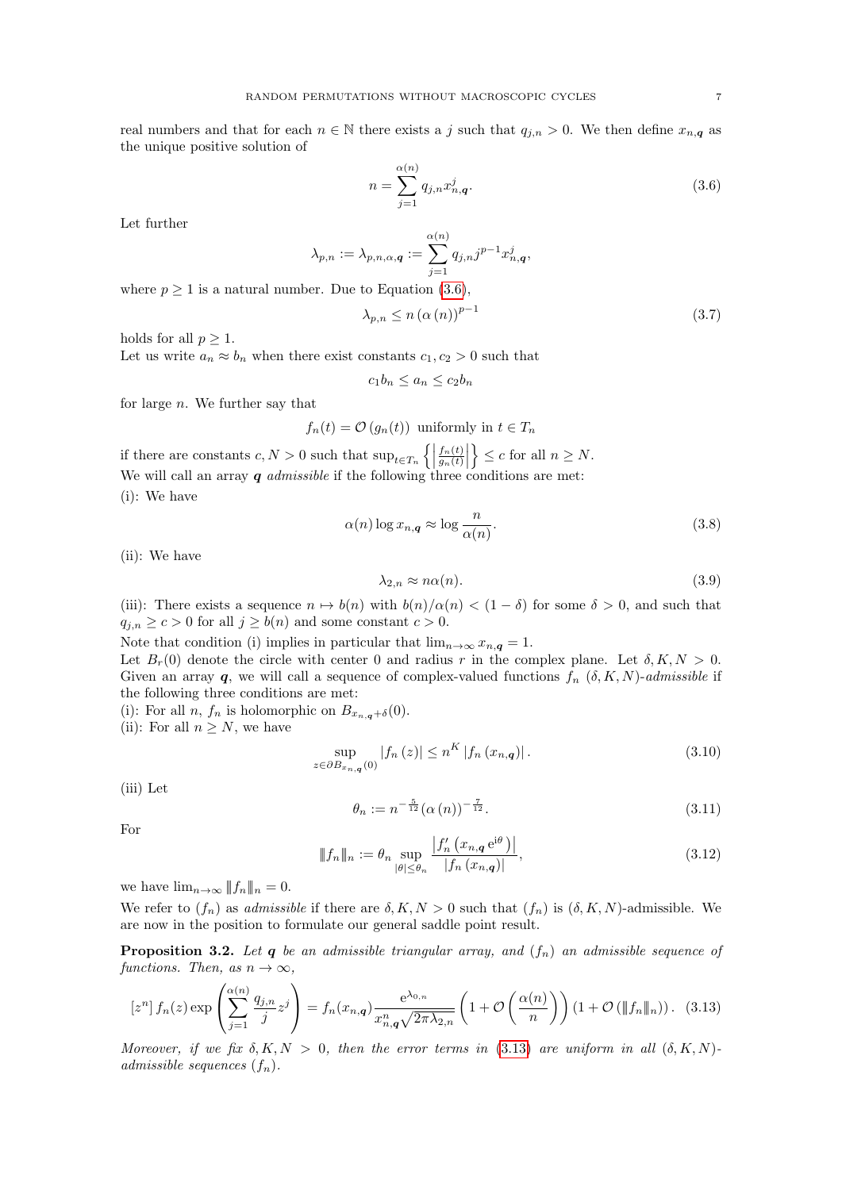real numbers and that for each $n \in \mathbb{N}$ there exists a $j$ such that $q_{j,n} > 0$. We then define $x_{n,\boldsymbol{q}}$ as the unique positive solution of

$$n = \sum_{j=1}^{\alpha(n)} q_{j,n} x_{n,\boldsymbol{q}}^{j}. \tag{3.6}$$

Let further

$$\lambda_{p,n} := \lambda_{p,n,\alpha,\boldsymbol{q}} := \sum_{j=1}^{\alpha(n)} q_{j,n} j^{p-1} x_{n,\boldsymbol{q}}^{j},$$

where $p \geq 1$ is a natural number. Due to Equation (3.6),

$$\lambda_{p,n} \leq n \left(\alpha\left(n\right)\right)^{p-1} \tag{3.7}$$

holds for all $p \geq 1$.

Let us write $a_n \approx b_n$ when there exist constants $c_1, c_2 > 0$ such that

$$c_1 b_n \leq a_n \leq c_2 b_n$$

for large $n$. We further say that

$$f_n(t) = \mathcal{O}\left(g_n(t)\right) \text{ uniformly in } t \in T_n$$

if there are constants $c, N > 0$ such that $\sup_{t \in T_n} \left\{ \left| \frac{f_n(t)}{g_n(t)} \right| \right\} \leq c$ for all $n \geq N$.

We will call an array $\boldsymbol{q}$ *admissible* if the following three conditions are met:

(i): We have

$$\alpha(n) \log x_{n,\boldsymbol{q}} \approx \log \frac{n}{\alpha(n)}. \tag{3.8}$$

(ii): We have

$$\lambda_{2,n} \approx n\alpha(n). \tag{3.9}$$

(iii): There exists a sequence $n \mapsto b(n)$ with $b(n)/\alpha(n) < (1-\delta)$ for some $\delta > 0$, and such that $q_{j,n} \geq c > 0$ for all $j \geq b(n)$ and some constant $c > 0$.

Note that condition (i) implies in particular that $\lim_{n\to\infty} x_{n,\boldsymbol{q}} = 1$.

Let $B_r(0)$ denote the circle with center 0 and radius $r$ in the complex plane. Let $\delta, K, N > 0$. Given an array $\boldsymbol{q}$, we will call a sequence of complex-valued functions $f_n$ $(\delta, K, N)$-*admissible* if the following three conditions are met:

(i): For all $n$, $f_n$ is holomorphic on $B_{x_{n,\boldsymbol{q}}+\delta}(0)$.

(ii): For all $n \geq N$, we have

$$\sup_{z \in \partial B_{x_{n,\boldsymbol{q}}}(0)} \left| f_n\left(z\right) \right| \leq n^K \left| f_n\left(x_{n,\boldsymbol{q}}\right) \right|. \tag{3.10}$$

(iii) Let

$$\theta_n := n^{-\frac{5}{12}} \left(\alpha\left(n\right)\right)^{-\frac{7}{12}}. \tag{3.11}$$

For

$$\| f_n \|_n := \theta_n \sup_{|\theta| \leq \theta_n} \frac{\left| f_n'\left(x_{n,\boldsymbol{q}}\, \mathrm{e}^{\mathrm{i}\theta}\right) \right|}{\left| f_n\left(x_{n,\boldsymbol{q}}\right) \right|}, \tag{3.12}$$

we have $\lim_{n\to\infty} \| f_n \|_n = 0$.

We refer to $(f_n)$ as *admissible* if there are $\delta, K, N > 0$ such that $(f_n)$ is $(\delta, K, N)$-admissible. We are now in the position to formulate our general saddle point result.

**Proposition 3.2.** *Let $\boldsymbol{q}$ be an admissible triangular array, and $(f_n)$ an admissible sequence of functions. Then, as $n \to \infty$,*

$$[z^n]\, f_n(z) \exp\left( \sum_{j=1}^{\alpha(n)} \frac{q_{j,n}}{j} z^j \right) = f_n(x_{n,\boldsymbol{q}}) \frac{\mathrm{e}^{\lambda_{0,n}}}{x_{n,\boldsymbol{q}}^n \sqrt{2\pi\lambda_{2,n}}} \left( 1 + \mathcal{O}\left( \frac{\alpha(n)}{n} \right) \right) \left( 1 + \mathcal{O}\left( \| f_n \|_n \right) \right). \tag{3.13}$$

*Moreover, if we fix $\delta, K, N > 0$, then the error terms in (3.13) are uniform in all $(\delta, K, N)$-admissible sequences $(f_n)$.*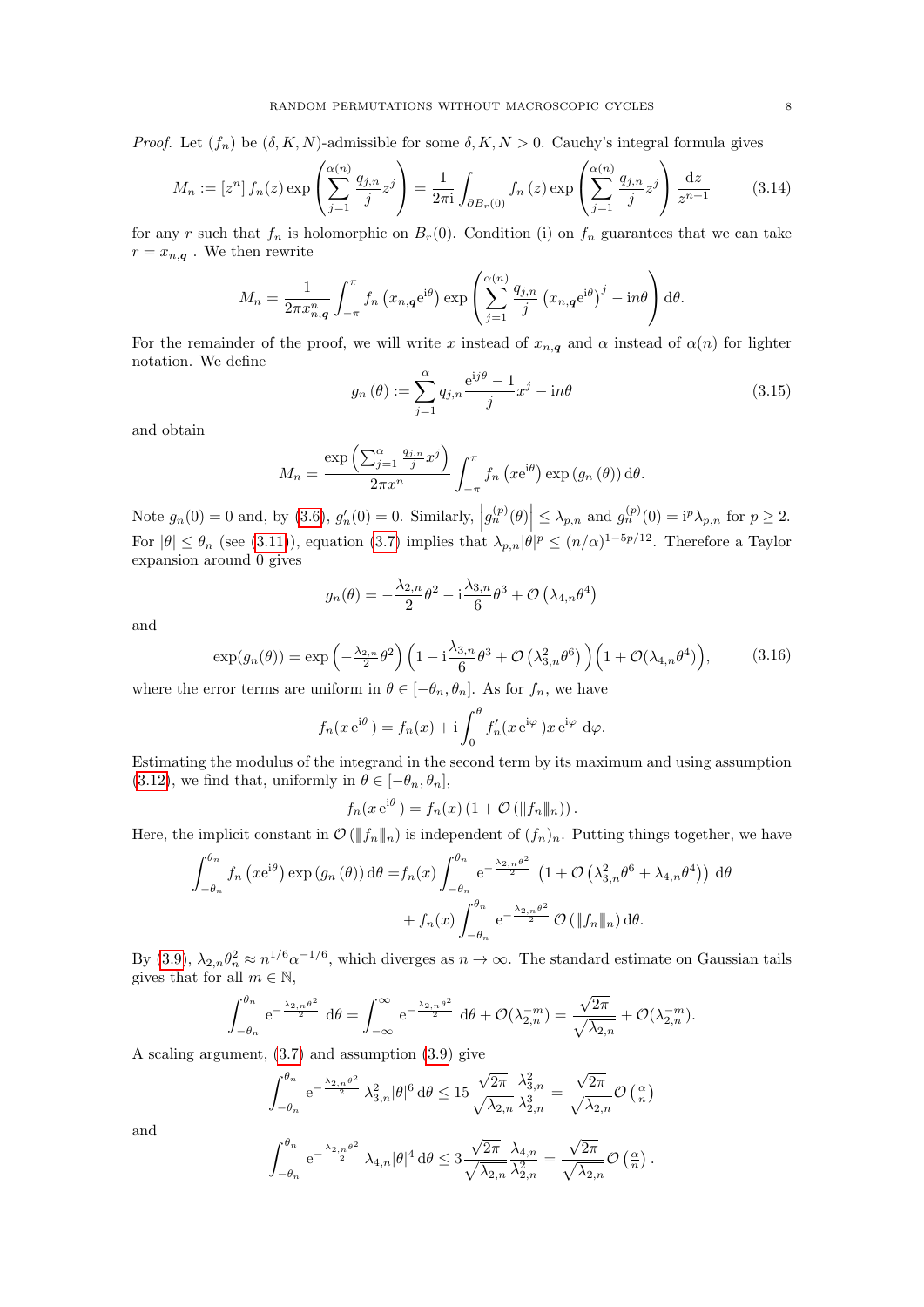*Proof.* Let $(f_n)$ be $(\delta, K, N)$-admissible for some $\delta, K, N > 0$. Cauchy's integral formula gives

$$M_n := [z^n]\, f_n(z) \exp\left(\sum_{j=1}^{\alpha(n)} \frac{q_{j,n}}{j} z^j\right) = \frac{1}{2\pi \mathrm{i}} \int_{\partial B_r(0)} f_n(z) \exp\left(\sum_{j=1}^{\alpha(n)} \frac{q_{j,n}}{j} z^j\right) \frac{\mathrm{d}z}{z^{n+1}} \tag{3.14}$$

for any $r$ such that $f_n$ is holomorphic on $B_r(0)$. Condition (i) on $f_n$ guarantees that we can take $r = x_{n,\boldsymbol{q}}$ . We then rewrite

$$M_n = \frac{1}{2\pi x_{n,\boldsymbol{q}}^n} \int_{-\pi}^{\pi} f_n\left(x_{n,\boldsymbol{q}} \mathrm{e}^{\mathrm{i}\theta}\right) \exp\left(\sum_{j=1}^{\alpha(n)} \frac{q_{j,n}}{j} \left(x_{n,\boldsymbol{q}} \mathrm{e}^{\mathrm{i}\theta}\right)^j - \mathrm{i}n\theta\right) \mathrm{d}\theta.$$

For the remainder of the proof, we will write $x$ instead of $x_{n,\boldsymbol{q}}$ and $\alpha$ instead of $\alpha(n)$ for lighter notation. We define

$$g_n(\theta) := \sum_{j=1}^{\alpha} q_{j,n} \frac{\mathrm{e}^{\mathrm{i}j\theta} - 1}{j} x^j - \mathrm{i}n\theta \tag{3.15}$$

and obtain

$$M_n = \frac{\exp\left(\sum_{j=1}^{\alpha} \frac{q_{j,n}}{j} x^j\right)}{2\pi x^n} \int_{-\pi}^{\pi} f_n\left(x \mathrm{e}^{\mathrm{i}\theta}\right) \exp\left(g_n(\theta)\right) \mathrm{d}\theta.$$

Note $g_n(0) = 0$ and, by (3.6), $g_n'(0) = 0$. Similarly, $\left|g_n^{(p)}(\theta)\right| \leq \lambda_{p,n}$ and $g_n^{(p)}(0) = \mathrm{i}^p \lambda_{p,n}$ for $p \geq 2$. For $|\theta| \leq \theta_n$ (see (3.11)), equation (3.7) implies that $\lambda_{p,n}|\theta|^p \leq (n/\alpha)^{1-5p/12}$. Therefore a Taylor expansion around 0 gives

$$g_n(\theta) = -\frac{\lambda_{2,n}}{2}\theta^2 - \mathrm{i}\frac{\lambda_{3,n}}{6}\theta^3 + \mathcal{O}\left(\lambda_{4,n}\theta^4\right)$$

and

$$\exp(g_n(\theta)) = \exp\left(-\tfrac{\lambda_{2,n}}{2}\theta^2\right)\left(1 - \mathrm{i}\frac{\lambda_{3,n}}{6}\theta^3 + \mathcal{O}\left(\lambda_{3,n}^2\theta^6\right)\right)\left(1 + \mathcal{O}(\lambda_{4,n}\theta^4)\right), \tag{3.16}$$

where the error terms are uniform in $\theta \in [-\theta_n, \theta_n]$. As for $f_n$, we have

$$f_n(x\,\mathrm{e}^{\mathrm{i}\theta}) = f_n(x) + \mathrm{i}\int_0^{\theta} f_n'(x\,\mathrm{e}^{\mathrm{i}\varphi}) x\,\mathrm{e}^{\mathrm{i}\varphi}\,\mathrm{d}\varphi.$$

Estimating the modulus of the integrand in the second term by its maximum and using assumption (3.12), we find that, uniformly in $\theta \in [-\theta_n, \theta_n]$,

$$f_n(x\,\mathrm{e}^{\mathrm{i}\theta}) = f_n(x)\left(1 + \mathcal{O}\left(\|\!|f_n|\!\|_n\right)\right).$$

Here, the implicit constant in $\mathcal{O}\left(\|\!|f_n|\!\|_n\right)$ is independent of $(f_n)_n$. Putting things together, we have

$$\begin{aligned}\int_{-\theta_n}^{\theta_n} f_n\left(x\mathrm{e}^{\mathrm{i}\theta}\right)\exp\left(g_n(\theta)\right)\mathrm{d}\theta =& f_n(x)\int_{-\theta_n}^{\theta_n} \mathrm{e}^{-\frac{\lambda_{2,n}\theta^2}{2}}\left(1 + \mathcal{O}\left(\lambda_{3,n}^2\theta^6 + \lambda_{4,n}\theta^4\right)\right)\mathrm{d}\theta \\ &+ f_n(x)\int_{-\theta_n}^{\theta_n} \mathrm{e}^{-\frac{\lambda_{2,n}\theta^2}{2}}\,\mathcal{O}\left(\|\!|f_n|\!\|_n\right)\mathrm{d}\theta.\end{aligned}$$

By (3.9), $\lambda_{2,n}\theta_n^2 \approx n^{1/6}\alpha^{-1/6}$, which diverges as $n \to \infty$. The standard estimate on Gaussian tails gives that for all $m \in \mathbb{N}$,

$$\int_{-\theta_n}^{\theta_n} \mathrm{e}^{-\frac{\lambda_{2,n}\theta^2}{2}}\,\mathrm{d}\theta = \int_{-\infty}^{\infty} \mathrm{e}^{-\frac{\lambda_{2,n}\theta^2}{2}}\,\mathrm{d}\theta + \mathcal{O}(\lambda_{2,n}^{-m}) = \frac{\sqrt{2\pi}}{\sqrt{\lambda_{2,n}}} + \mathcal{O}(\lambda_{2,n}^{-m}).$$

A scaling argument, (3.7) and assumption (3.9) give

$$\int_{-\theta_n}^{\theta_n} \mathrm{e}^{-\frac{\lambda_{2,n}\theta^2}{2}}\,\lambda_{3,n}^2|\theta|^6\,\mathrm{d}\theta \leq 15\frac{\sqrt{2\pi}}{\sqrt{\lambda_{2,n}}}\frac{\lambda_{3,n}^2}{\lambda_{2,n}^3} = \frac{\sqrt{2\pi}}{\sqrt{\lambda_{2,n}}}\mathcal{O}\left(\tfrac{\alpha}{n}\right)$$

and

$$\int_{-\theta_n}^{\theta_n} \mathrm{e}^{-\frac{\lambda_{2,n}\theta^2}{2}}\,\lambda_{4,n}|\theta|^4\,\mathrm{d}\theta \leq 3\frac{\sqrt{2\pi}}{\sqrt{\lambda_{2,n}}}\frac{\lambda_{4,n}}{\lambda_{2,n}^2} = \frac{\sqrt{2\pi}}{\sqrt{\lambda_{2,n}}}\mathcal{O}\left(\tfrac{\alpha}{n}\right).$$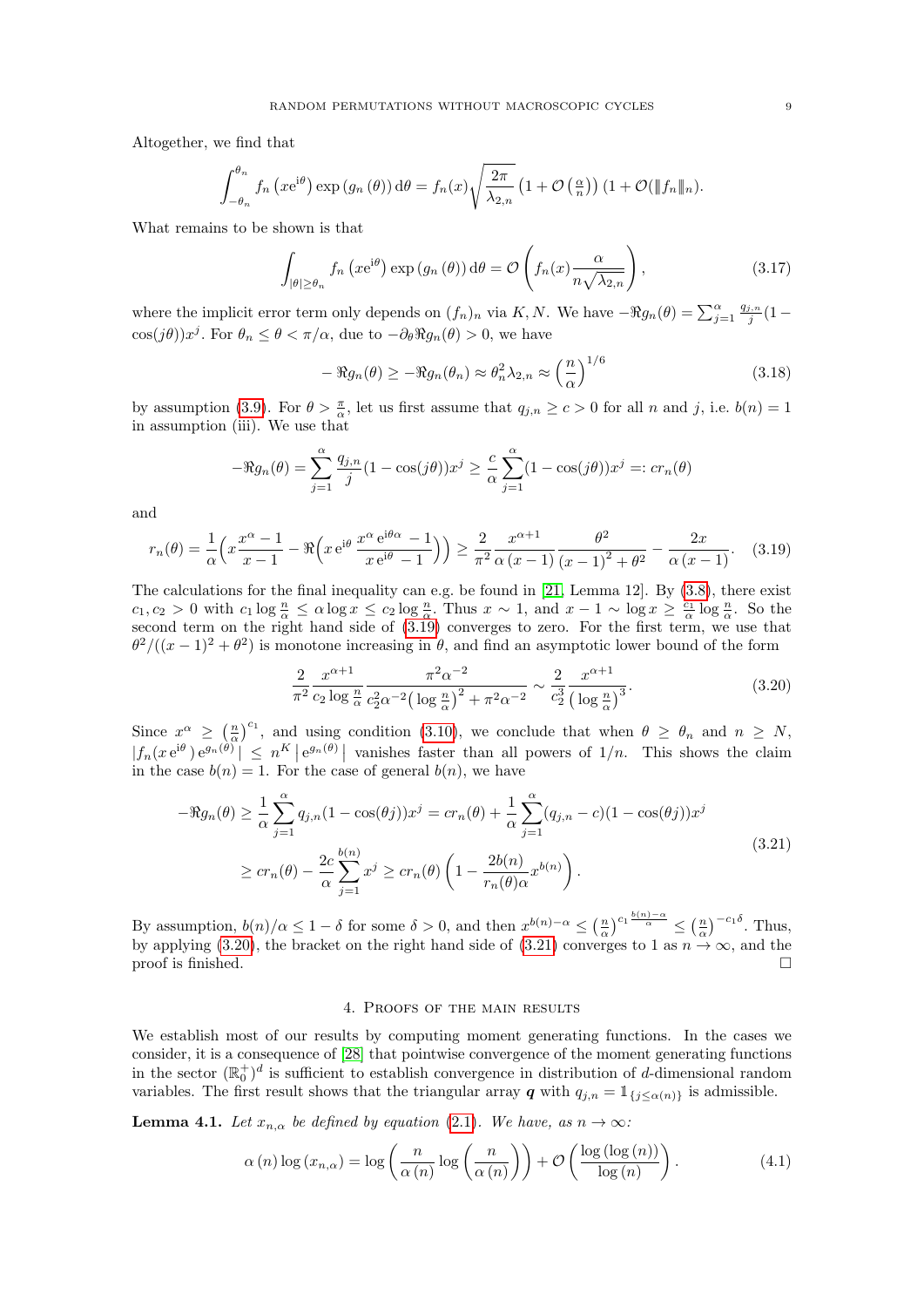Altogether, we find that

$$\int_{-\theta_n}^{\theta_n} f_n\left(x\mathrm{e}^{\mathrm{i}\theta}\right)\exp\left(g_n\left(\theta\right)\right)\mathrm{d}\theta = f_n(x)\sqrt{\frac{2\pi}{\lambda_{2,n}}}\left(1+\mathcal{O}\left(\tfrac{\alpha}{n}\right)\right)\left(1+\mathcal{O}(\|f_n\|_n\right).$$

What remains to be shown is that

$$\int_{|\theta|\geq\theta_n} f_n\left(x\mathrm{e}^{\mathrm{i}\theta}\right)\exp\left(g_n\left(\theta\right)\right)\mathrm{d}\theta = \mathcal{O}\left(f_n(x)\frac{\alpha}{n\sqrt{\lambda_{2,n}}}\right), \tag{3.17}$$

where the implicit error term only depends on $(f_n)_n$ via $K, N$. We have $-\Re g_n(\theta) = \sum_{j=1}^{\alpha}\frac{q_{j,n}}{j}(1-\cos(j\theta))x^j$. For $\theta_n \leq \theta < \pi/\alpha$, due to $-\partial_\theta \Re g_n(\theta) > 0$, we have

$$-\Re g_n(\theta) \geq -\Re g_n(\theta_n) \approx \theta_n^2\lambda_{2,n} \approx \left(\frac{n}{\alpha}\right)^{1/6} \tag{3.18}$$

by assumption (3.9). For $\theta > \frac{\pi}{\alpha}$, let us first assume that $q_{j,n} \geq c > 0$ for all $n$ and $j$, i.e. $b(n) = 1$ in assumption (iii). We use that

$$-\Re g_n(\theta) = \sum_{j=1}^{\alpha}\frac{q_{j,n}}{j}(1-\cos(j\theta))x^j \geq \frac{c}{\alpha}\sum_{j=1}^{\alpha}(1-\cos(j\theta))x^j =: c r_n(\theta)$$

and

$$r_n(\theta) = \frac{1}{\alpha}\Big(x\frac{x^\alpha-1}{x-1} - \Re\Big(x\,\mathrm{e}^{\mathrm{i}\theta}\,\frac{x^\alpha\,\mathrm{e}^{\mathrm{i}\theta\alpha}-1}{x\,\mathrm{e}^{\mathrm{i}\theta}-1}\Big)\Big) \geq \frac{2}{\pi^2}\frac{x^{\alpha+1}}{\alpha\,(x-1)}\frac{\theta^2}{(x-1)^2+\theta^2} - \frac{2x}{\alpha\,(x-1)}. \tag{3.19}$$

The calculations for the final inequality can e.g. be found in [21, Lemma 12]. By (3.8), there exist $c_1, c_2 > 0$ with $c_1 \log\frac{n}{\alpha} \leq \alpha\log x \leq c_2\log\frac{n}{\alpha}$. Thus $x \sim 1$, and $x - 1 \sim \log x \geq \frac{c_1}{\alpha}\log\frac{n}{\alpha}$. So the second term on the right hand side of (3.19) converges to zero. For the first term, we use that $\theta^2/((x-1)^2+\theta^2)$ is monotone increasing in $\theta$, and find an asymptotic lower bound of the form

$$\frac{2}{\pi^2}\frac{x^{\alpha+1}}{c_2\log\frac{n}{\alpha}}\frac{\pi^2\alpha^{-2}}{c_2^2\alpha^{-2}\big(\log\frac{n}{\alpha}\big)^2+\pi^2\alpha^{-2}} \sim \frac{2}{c_2^3}\frac{x^{\alpha+1}}{\big(\log\frac{n}{\alpha}\big)^3}. \tag{3.20}$$

Since $x^\alpha \geq \left(\frac{n}{\alpha}\right)^{c_1}$, and using condition (3.10), we conclude that when $\theta \geq \theta_n$ and $n \geq N$, $\left|f_n(x\,\mathrm{e}^{\mathrm{i}\theta})\,\mathrm{e}^{g_n(\theta)}\right| \leq n^K\left|\mathrm{e}^{g_n(\theta)}\right|$ vanishes faster than all powers of $1/n$. This shows the claim in the case $b(n) = 1$. For the case of general $b(n)$, we have

$$\begin{aligned}-\Re g_n(\theta) &\geq \frac{1}{\alpha}\sum_{j=1}^{\alpha}q_{j,n}(1-\cos(\theta j))x^j = c r_n(\theta) + \frac{1}{\alpha}\sum_{j=1}^{\alpha}(q_{j,n}-c)(1-\cos(\theta j))x^j\\ &\geq c r_n(\theta) - \frac{2c}{\alpha}\sum_{j=1}^{b(n)}x^j \geq c r_n(\theta)\left(1-\frac{2b(n)}{r_n(\theta)\alpha}x^{b(n)}\right).\end{aligned} \tag{3.21}$$

By assumption, $b(n)/\alpha \leq 1-\delta$ for some $\delta > 0$, and then $x^{b(n)-\alpha} \leq \left(\frac{n}{\alpha}\right)^{c_1\frac{b(n)-\alpha}{\alpha}} \leq \left(\frac{n}{\alpha}\right)^{-c_1\delta}$. Thus, by applying (3.20), the bracket on the right hand side of (3.21) converges to 1 as $n \to \infty$, and the proof is finished. $\square$

## 4. Proofs of the main results

We establish most of our results by computing moment generating functions. In the cases we consider, it is a consequence of [28] that pointwise convergence of the moment generating functions in the sector $(\mathbb{R}_0^+)^d$ is sufficient to establish convergence in distribution of $d$-dimensional random variables. The first result shows that the triangular array $\boldsymbol{q}$ with $q_{j,n} = \mathbb{1}_{\{j\leq\alpha(n)\}}$ is admissible.

**Lemma 4.1.** *Let $x_{n,\alpha}$ be defined by equation (2.1). We have, as $n \to \infty$:*

$$\alpha\left(n\right)\log\left(x_{n,\alpha}\right) = \log\left(\frac{n}{\alpha\left(n\right)}\log\left(\frac{n}{\alpha\left(n\right)}\right)\right) + \mathcal{O}\left(\frac{\log\left(\log\left(n\right)\right)}{\log\left(n\right)}\right). \tag{4.1}$$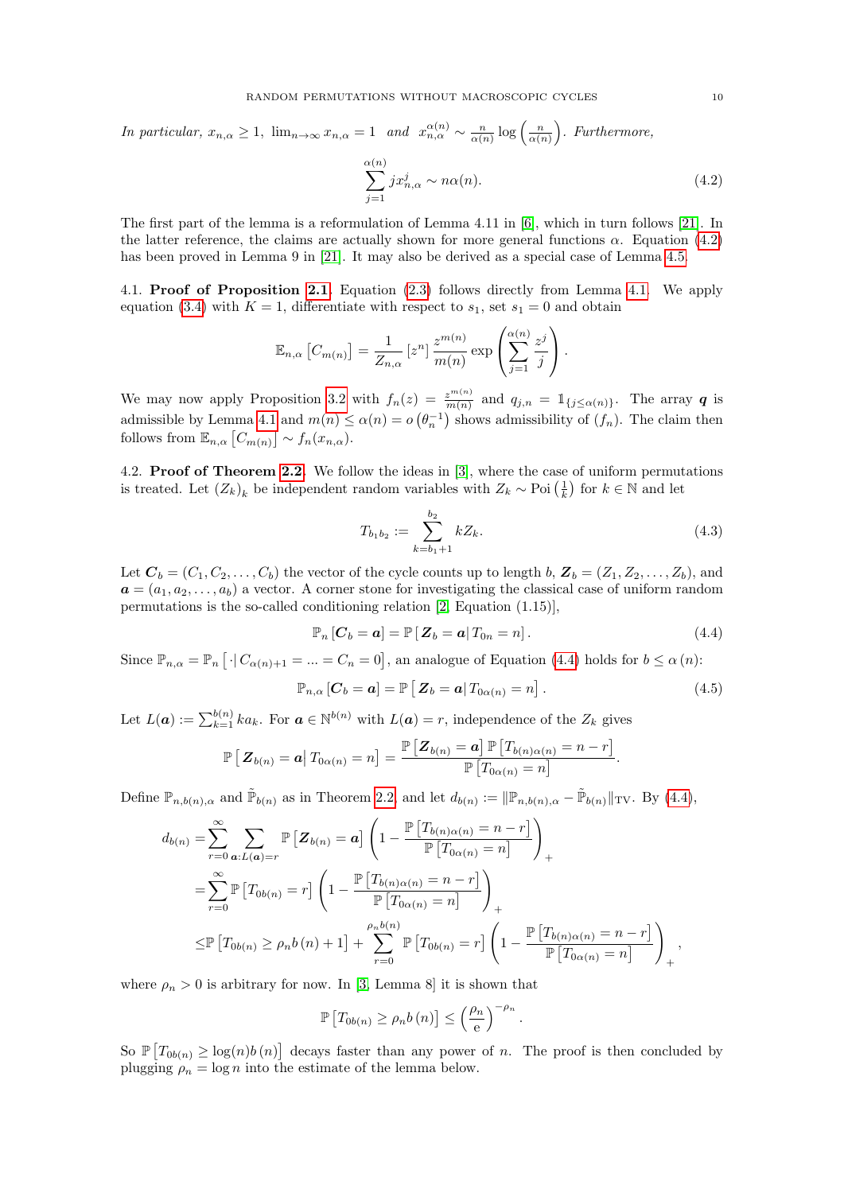*In particular,* $x_{n,\alpha} \geq 1$, $\lim_{n\to\infty} x_{n,\alpha} = 1$ *and* $x_{n,\alpha}^{\alpha(n)} \sim \frac{n}{\alpha(n)} \log\left(\frac{n}{\alpha(n)}\right)$. *Furthermore,*

$$\sum_{j=1}^{\alpha(n)} j x_{n,\alpha}^j \sim n\alpha(n). \tag{4.2}$$

The first part of the lemma is a reformulation of Lemma 4.11 in [6], which in turn follows [21]. In the latter reference, the claims are actually shown for more general functions $\alpha$. Equation (4.2) has been proved in Lemma 9 in [21]. It may also be derived as a special case of Lemma 4.5.

4.1. **Proof of Proposition 2.1.** Equation (2.3) follows directly from Lemma 4.1. We apply equation (3.4) with $K = 1$, differentiate with respect to $s_1$, set $s_1 = 0$ and obtain

$$\mathbb{E}_{n,\alpha}\left[C_{m(n)}\right] = \frac{1}{Z_{n,\alpha}} [z^n] \frac{z^{m(n)}}{m(n)} \exp\left(\sum_{j=1}^{\alpha(n)} \frac{z^j}{j}\right).$$

We may now apply Proposition 3.2 with $f_n(z) = \frac{z^{m(n)}}{m(n)}$ and $q_{j,n} = \mathbb{1}_{\{j\leq\alpha(n)\}}$. The array $\boldsymbol{q}$ is admissible by Lemma 4.1 and $m(n) \leq \alpha(n) = o\left(\theta_n^{-1}\right)$ shows admissibility of $(f_n)$. The claim then follows from $\mathbb{E}_{n,\alpha}\left[C_{m(n)}\right] \sim f_n(x_{n,\alpha})$.

4.2. **Proof of Theorem 2.2.** We follow the ideas in [3], where the case of uniform permutations is treated. Let $(Z_k)_k$ be independent random variables with $Z_k \sim \text{Poi}\left(\frac{1}{k}\right)$ for $k \in \mathbb{N}$ and let

$$T_{b_1 b_2} := \sum_{k=b_1+1}^{b_2} k Z_k. \tag{4.3}$$

Let $\boldsymbol{C}_b = (C_1, C_2, \ldots, C_b)$ the vector of the cycle counts up to length $b$, $\boldsymbol{Z}_b = (Z_1, Z_2, \ldots, Z_b)$, and $\boldsymbol{a} = (a_1, a_2, \ldots, a_b)$ a vector. A corner stone for investigating the classical case of uniform random permutations is the so-called conditioning relation [2, Equation (1.15)],

$$\mathbb{P}_n\left[\boldsymbol{C}_b = \boldsymbol{a}\right] = \mathbb{P}\left[\,\boldsymbol{Z}_b = \boldsymbol{a}\middle|\, T_{0n} = n\right]. \tag{4.4}$$

Since $\mathbb{P}_{n,\alpha} = \mathbb{P}_n\left[\,\cdot\middle|\, C_{\alpha(n)+1} = \ldots = C_n = 0\right]$, an analogue of Equation (4.4) holds for $b \leq \alpha(n)$:

$$\mathbb{P}_{n,\alpha}\left[\boldsymbol{C}_b = \boldsymbol{a}\right] = \mathbb{P}\left[\,\boldsymbol{Z}_b = \boldsymbol{a}\middle|\, T_{0\alpha(n)} = n\right]. \tag{4.5}$$

Let $L(\boldsymbol{a}) := \sum_{k=1}^{b(n)} k a_k$. For $\boldsymbol{a} \in \mathbb{N}^{b(n)}$ with $L(\boldsymbol{a}) = r$, independence of the $Z_k$ gives

$$\mathbb{P}\left[\,\boldsymbol{Z}_{b(n)} = \boldsymbol{a}\middle|\, T_{0\alpha(n)} = n\right] = \frac{\mathbb{P}\left[\boldsymbol{Z}_{b(n)} = \boldsymbol{a}\right]\mathbb{P}\left[T_{b(n)\alpha(n)} = n - r\right]}{\mathbb{P}\left[T_{0\alpha(n)} = n\right]}.$$

Define $\mathbb{P}_{n,b(n),\alpha}$ and $\tilde{\mathbb{P}}_{b(n)}$ as in Theorem 2.2 and let $d_{b(n)} := \|\mathbb{P}_{n,b(n),\alpha} - \tilde{\mathbb{P}}_{b(n)}\|_{\mathrm{TV}}$. By (4.4),

$$\begin{aligned}
d_{b(n)} =& \sum_{r=0}^{\infty} \sum_{\boldsymbol{a}:L(\boldsymbol{a})=r} \mathbb{P}\left[\boldsymbol{Z}_{b(n)} = \boldsymbol{a}\right] \left(1 - \frac{\mathbb{P}\left[T_{b(n)\alpha(n)} = n - r\right]}{\mathbb{P}\left[T_{0\alpha(n)} = n\right]}\right)_+ \\
=& \sum_{r=0}^{\infty} \mathbb{P}\left[T_{0b(n)} = r\right] \left(1 - \frac{\mathbb{P}\left[T_{b(n)\alpha(n)} = n - r\right]}{\mathbb{P}\left[T_{0\alpha(n)} = n\right]}\right)_+ \\
\leq& \mathbb{P}\left[T_{0b(n)} \geq \rho_n b(n) + 1\right] + \sum_{r=0}^{\rho_n b(n)} \mathbb{P}\left[T_{0b(n)} = r\right] \left(1 - \frac{\mathbb{P}\left[T_{b(n)\alpha(n)} = n - r\right]}{\mathbb{P}\left[T_{0\alpha(n)} = n\right]}\right)_+,
\end{aligned}$$

where $\rho_n > 0$ is arbitrary for now. In [3, Lemma 8] it is shown that

$$\mathbb{P}\left[T_{0b(n)} \geq \rho_n b(n)\right] \leq \left(\frac{\rho_n}{\mathrm{e}}\right)^{-\rho_n}.$$

So $\mathbb{P}\left[T_{0b(n)} \geq \log(n) b(n)\right]$ decays faster than any power of $n$. The proof is then concluded by plugging $\rho_n = \log n$ into the estimate of the lemma below.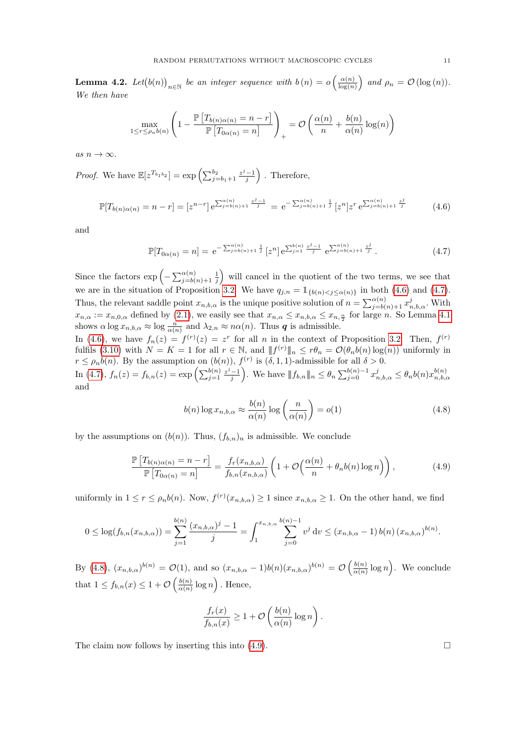**Lemma 4.2.** *Let $\big(b(n)\big)_{n\in\mathbb{N}}$ be an integer sequence with $b(n) = o\left(\frac{\alpha(n)}{\log(n)}\right)$ and $\rho_n = \mathcal{O}(\log(n))$. We then have*

$$\max_{1\le r\le \rho_n b(n)} \left(1 - \frac{\mathbb{P}\left[T_{b(n)\alpha(n)} = n-r\right]}{\mathbb{P}\left[T_{0\alpha(n)} = n\right]}\right)_+ = \mathcal{O}\left(\frac{\alpha(n)}{n} + \frac{b(n)}{\alpha(n)}\log(n)\right)$$

*as $n\to\infty$.*

*Proof.* We have $\mathbb{E}[z^{T_{b_1 b_2}}] = \exp\left(\sum_{j=b_1+1}^{b_2} \frac{z^j-1}{j}\right)$. Therefore,

$$\mathbb{P}[T_{b(n)\alpha(n)} = n-r] = [z^{n-r}]\, \mathrm{e}^{\sum_{j=b(n)+1}^{\alpha(n)} \frac{z^j-1}{j}} = \mathrm{e}^{-\sum_{j=b(n)+1}^{\alpha(n)} \frac{1}{j}}\, [z^n] z^r\, \mathrm{e}^{\sum_{j=b(n)+1}^{\alpha(n)} \frac{z^j}{j}} \tag{4.6}$$

and

$$\mathbb{P}[T_{0\alpha(n)} = n] = \mathrm{e}^{-\sum_{j=b(n)+1}^{\alpha(n)} \frac{1}{j}}\, [z^n]\, \mathrm{e}^{\sum_{j=1}^{b(n)} \frac{z^j-1}{j}}\, \mathrm{e}^{\sum_{j=b(n)+1}^{\alpha(n)} \frac{z^j}{j}}. \tag{4.7}$$

Since the factors $\exp\left(-\sum_{j=b(n)+1}^{\alpha(n)} \frac{1}{j}\right)$ will cancel in the quotient of the two terms, we see that we are in the situation of Proposition 3.2. We have $q_{j,n} = \mathbb{1}_{\{b(n)<j\le\alpha(n)\}}$ in both (4.6) and (4.7). Thus, the relevant saddle point $x_{n,b,\alpha}$ is the unique positive solution of $n = \sum_{j=b(n)+1}^{\alpha(n)} x_{n,b,\alpha}^j$. With $x_{n,\alpha} := x_{n,0,\alpha}$ defined by (2.1), we easily see that $x_{n,\alpha} \le x_{n,b,\alpha} \le x_{n,\frac{\alpha}{2}}$ for large $n$. So Lemma 4.1 shows $\alpha \log x_{n,b,\alpha} \approx \log \frac{n}{\alpha(n)}$ and $\lambda_{2,n} \approx n\alpha(n)$. Thus $\boldsymbol{q}$ is admissible.

In (4.6), we have $f_n(z) = f^{(r)}(z) = z^r$ for all $n$ in the context of Proposition 3.2. Then, $f^{(r)}$ fulfils (3.10) with $N = K = 1$ for all $r\in\mathbb{N}$, and $\|f^{(r)}\|_n \le r\theta_n = \mathcal{O}(\theta_n b(n)\log(n))$ uniformly in $r \le \rho_n b(n)$. By the assumption on $(b(n))$, $f^{(r)}$ is $(\delta,1,1)$-admissible for all $\delta > 0$.

In (4.7), $f_n(z) = f_{b,n}(z) = \exp\left(\sum_{j=1}^{b(n)} \frac{z^j-1}{j}\right)$. We have $\|f_{b,n}\|_n \le \theta_n \sum_{j=0}^{b(n)-1} x_{n,b,\alpha}^j \le \theta_n b(n) x_{n,b,\alpha}^{b(n)}$ and

$$b(n)\log x_{n,b,\alpha} \approx \frac{b(n)}{\alpha(n)} \log\left(\frac{n}{\alpha(n)}\right) = o(1) \tag{4.8}$$

by the assumptions on $(b(n))$. Thus, $(f_{b,n})_n$ is admissible. We conclude

$$\frac{\mathbb{P}\left[T_{b(n)\alpha(n)} = n-r\right]}{\mathbb{P}\left[T_{0\alpha(n)} = n\right]} = \frac{f_r(x_{n,b,\alpha})}{f_{b,n}(x_{n,b,\alpha})}\left(1 + \mathcal{O}\Big(\frac{\alpha(n)}{n} + \theta_n b(n)\log n\Big)\right), \tag{4.9}$$

uniformly in $1 \le r \le \rho_n b(n)$. Now, $f^{(r)}(x_{n,b,\alpha}) \ge 1$ since $x_{n,b,\alpha} \ge 1$. On the other hand, we find

$$0 \le \log(f_{b,n}(x_{n,b,\alpha})) = \sum_{j=1}^{b(n)} \frac{(x_{n,b,\alpha})^j - 1}{j} = \int_1^{x_{n,b,\alpha}} \sum_{j=0}^{b(n)-1} v^j \,\mathrm{d}v \le (x_{n,b,\alpha} - 1)\, b(n)\, (x_{n,b,\alpha})^{b(n)}.$$

By (4.8), $(x_{n,b,\alpha})^{b(n)} = \mathcal{O}(1)$, and so $(x_{n,b,\alpha} - 1)b(n)(x_{n,b,\alpha})^{b(n)} = \mathcal{O}\left(\frac{b(n)}{\alpha(n)}\log n\right)$. We conclude that $1 \le f_{b,n}(x) \le 1 + \mathcal{O}\left(\frac{b(n)}{\alpha(n)}\log n\right)$. Hence,

$$\frac{f_r(x)}{f_{b,n}(x)} \ge 1 + \mathcal{O}\left(\frac{b(n)}{\alpha(n)}\log n\right).$$

The claim now follows by inserting this into (4.9). □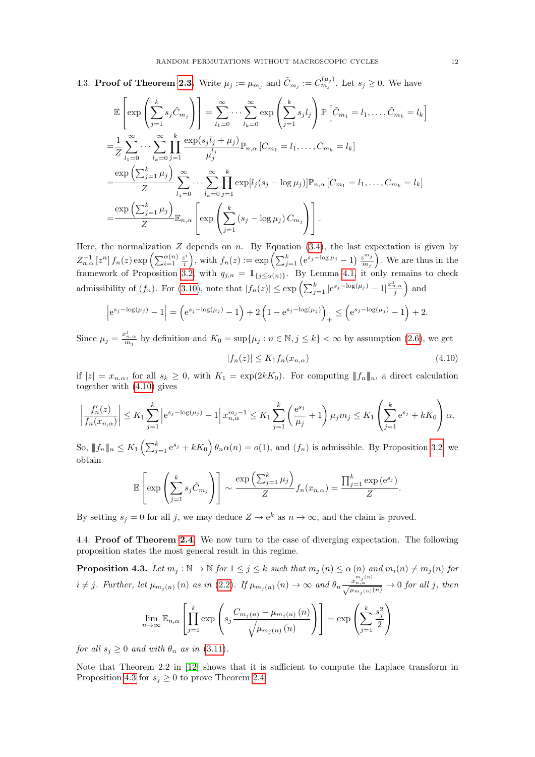4.3. **Proof of Theorem 2.3.** Write $\mu_j := \mu_{m_j}$ and $\tilde{C}_{m_j} := C^{(\mu_j)}_{m_j}$. Let $s_j \geq 0$. We have

$$
\begin{aligned}
&\mathbb{E}\left[\exp\left(\sum_{j=1}^{k} s_j \tilde{C}_{m_j}\right)\right] = \sum_{l_1=0}^{\infty}\cdots\sum_{l_k=0}^{\infty}\exp\left(\sum_{j=1}^{k} s_j l_j\right)\mathbb{P}\left[\tilde{C}_{m_1}=l_1,\ldots,\tilde{C}_{m_k}=l_k\right]\\
=&\frac{1}{Z}\sum_{l_1=0}^{\infty}\cdots\sum_{l_k=0}^{\infty}\prod_{j=1}^{k}\frac{\exp(s_j l_j+\mu_j)}{\mu_j^{l_j}}\mathbb{P}_{n,\alpha}\left[C_{m_1}=l_1,\ldots,C_{m_k}=l_k\right]\\
=&\frac{\exp\left(\sum_{j=1}^{k}\mu_j\right)}{Z}\sum_{l_1=0}^{\infty}\cdots\sum_{l_k=0}^{\infty}\prod_{j=1}^{k}\exp[l_j(s_j-\log\mu_j)]\mathbb{P}_{n,\alpha}\left[C_{m_1}=l_1,\ldots,C_{m_k}=l_k\right]\\
=&\frac{\exp\left(\sum_{j=1}^{k}\mu_j\right)}{Z}\mathbb{E}_{n,\alpha}\left[\exp\left(\sum_{j=1}^{k}\left(s_j-\log\mu_j\right)C_{m_j}\right)\right].
\end{aligned}
$$

Here, the normalization $Z$ depends on $n$. By Equation (3.4), the last expectation is given by $Z_{n,\alpha}^{-1}\left[z^n\right]f_n(z)\exp\left(\sum_{i=1}^{\alpha(n)}\frac{z^i}{i}\right)$, with $f_n(z) := \exp\left(\sum_{j=1}^{k}\left(\mathrm{e}^{s_j-\log\mu_j}-1\right)\frac{z^{m_j}}{m_j}\right)$. We are thus in the framework of Proposition 3.2 with $q_{j,n} = \mathbb{1}_{\{j\leq\alpha(n)\}}$. By Lemma 4.1, it only remains to check admissibility of $(f_n)$. For (3.10), note that $|f_n(z)| \leq \exp\left(\sum_{j=1}^{k}|\mathrm{e}^{s_j-\log(\mu_j)}-1|\frac{x_{n,\alpha}^j}{j}\right)$ and

$$
\left|\mathrm{e}^{s_j-\log(\mu_j)}-1\right| = \left(\mathrm{e}^{s_j-\log(\mu_j)}-1\right)+2\left(1-\mathrm{e}^{s_j-\log(\mu_j)}\right)_+ \leq \left(\mathrm{e}^{s_j-\log(\mu_j)}-1\right)+2.
$$

Since $\mu_j = \frac{x_{n,\alpha}^j}{m_j}$ by definition and $K_0 = \sup\{\mu_j : n\in\mathbb{N}, j\leq k\} < \infty$ by assumption (2.6), we get

$$
|f_n(z)| \leq K_1 f_n(x_{n,\alpha}) \tag{4.10}
$$

if $|z| = x_{n,\alpha}$, for all $s_k \geq 0$, with $K_1 = \exp(2kK_0)$. For computing $\|f_n\|_n$, a direct calculation together with (4.10) gives

$$
\left|\frac{f_n'(z)}{f_n(x_{n,\alpha})}\right| \leq K_1\sum_{j=1}^{k}\left|\mathrm{e}^{s_j-\log(\mu_j)}-1\right|x_{n,\alpha}^{m_j-1} \leq K_1\sum_{j=1}^{k}\left(\frac{\mathrm{e}^{s_j}}{\mu_j}+1\right)\mu_j m_j \leq K_1\left(\sum_{j=1}^{k}\mathrm{e}^{s_j}+kK_0\right)\alpha.
$$

So, $\|f_n\|_n \leq K_1\left(\sum_{j=1}^{k}\mathrm{e}^{s_j}+kK_0\right)\theta_n\alpha(n) = o(1)$, and $(f_n)$ is admissible. By Proposition 3.2 we obtain

$$
\mathbb{E}\left[\exp\left(\sum_{j=1}^{k}s_j\tilde{C}_{m_j}\right)\right] \sim \frac{\exp\left(\sum_{j=1}^{k}\mu_j\right)}{Z}f_n(x_{n,\alpha}) = \frac{\prod_{j=1}^{k}\exp\left(\mathrm{e}^{s_j}\right)}{Z}.
$$

By setting $s_j = 0$ for all $j$, we may deduce $Z \to \mathrm{e}^k$ as $n\to\infty$, and the claim is proved.

4.4. **Proof of Theorem 2.4.** We now turn to the case of diverging expectation. The following proposition states the most general result in this regime.

**Proposition 4.3.** *Let $m_j : \mathbb{N}\to\mathbb{N}$ for $1\leq j\leq k$ such that $m_j(n)\leq\alpha(n)$ and $m_i(n)\neq m_j(n)$ for $i\neq j$. Further, let $\mu_{m_j(n)}(n)$ as in (2.2). If $\mu_{m_j(n)}(n)\to\infty$ and $\theta_n\frac{x_{n,\alpha}^{m_j(n)}}{\sqrt{\mu_{m_j(n)}(n)}}\to 0$ for all $j$, then*

$$
\lim_{n\to\infty}\mathbb{E}_{n,\alpha}\left[\prod_{j=1}^{k}\exp\left(s_j\frac{C_{m_j(n)}-\mu_{m_j(n)}(n)}{\sqrt{\mu_{m_j(n)}(n)}}\right)\right] = \exp\left(\sum_{j=1}^{k}\frac{s_j^2}{2}\right)
$$

*for all $s_j\geq 0$ and with $\theta_n$ as in (3.11).*

Note that Theorem 2.2 in [12] shows that it is sufficient to compute the Laplace transform in Proposition 4.3 for $s_j \geq 0$ to prove Theorem 2.4.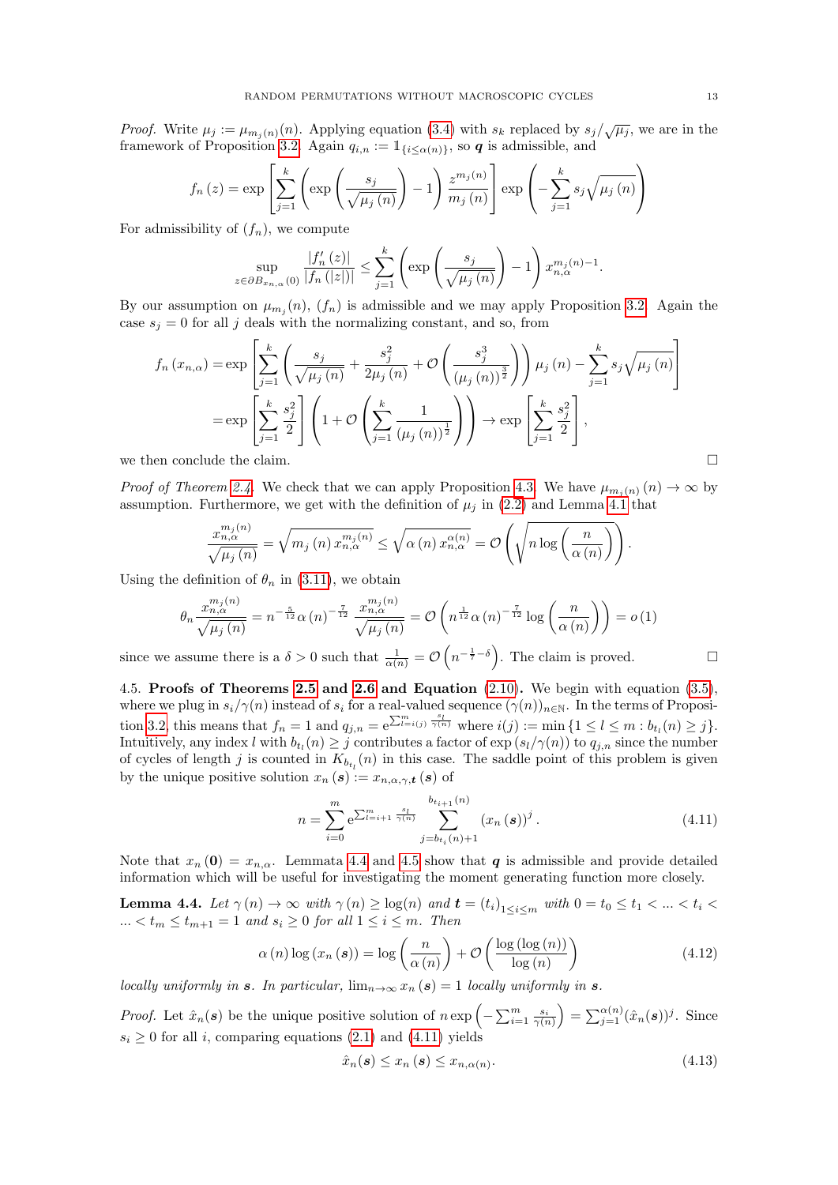*Proof.* Write $\mu_j := \mu_{m_j(n)}(n)$. Applying equation (3.4) with $s_k$ replaced by $s_j/\sqrt{\mu_j}$, we are in the framework of Proposition 3.2. Again $q_{i,n} := \mathbb{1}_{\{i \leq \alpha(n)\}}$, so $\boldsymbol{q}$ is admissible, and

$$f_n(z) = \exp\left[\sum_{j=1}^{k}\left(\exp\left(\frac{s_j}{\sqrt{\mu_j(n)}}\right)-1\right)\frac{z^{m_j(n)}}{m_j(n)}\right]\exp\left(-\sum_{j=1}^{k} s_j\sqrt{\mu_j(n)}\right)$$

For admissibility of $(f_n)$, we compute

$$\sup_{z\in\partial B_{x_{n,\alpha}}(0)}\frac{|f_n'(z)|}{|f_n(|z|)|} \leq \sum_{j=1}^{k}\left(\exp\left(\frac{s_j}{\sqrt{\mu_j(n)}}\right)-1\right)x_{n,\alpha}^{m_j(n)-1}.$$

By our assumption on $\mu_{m_j}(n)$, $(f_n)$ is admissible and we may apply Proposition 3.2. Again the case $s_j = 0$ for all $j$ deals with the normalizing constant, and so, from

$$\begin{aligned}
f_n(x_{n,\alpha}) &= \exp\left[\sum_{j=1}^{k}\left(\frac{s_j}{\sqrt{\mu_j(n)}}+\frac{s_j^2}{2\mu_j(n)}+\mathcal{O}\left(\frac{s_j^3}{(\mu_j(n))^{\frac{3}{2}}}\right)\right)\mu_j(n)-\sum_{j=1}^{k}s_j\sqrt{\mu_j(n)}\right]\\
&= \exp\left[\sum_{j=1}^{k}\frac{s_j^2}{2}\right]\left(1+\mathcal{O}\left(\sum_{j=1}^{k}\frac{1}{(\mu_j(n))^{\frac{1}{2}}}\right)\right)\to\exp\left[\sum_{j=1}^{k}\frac{s_j^2}{2}\right],
\end{aligned}$$

we then conclude the claim. □

*Proof of Theorem 2.4.* We check that we can apply Proposition 4.3. We have $\mu_{m_j(n)}(n) \to \infty$ by assumption. Furthermore, we get with the definition of $\mu_j$ in (2.2) and Lemma 4.1 that

$$\frac{x_{n,\alpha}^{m_j(n)}}{\sqrt{\mu_j(n)}} = \sqrt{m_j(n)\,x_{n,\alpha}^{m_j(n)}} \leq \sqrt{\alpha(n)\,x_{n,\alpha}^{\alpha(n)}} = \mathcal{O}\left(\sqrt{n\log\left(\frac{n}{\alpha(n)}\right)}\right).$$

Using the definition of $\theta_n$ in (3.11), we obtain

$$\theta_n\frac{x_{n,\alpha}^{m_j(n)}}{\sqrt{\mu_j(n)}} = n^{-\frac{5}{12}}\alpha(n)^{-\frac{7}{12}}\frac{x_{n,\alpha}^{m_j(n)}}{\sqrt{\mu_j(n)}} = \mathcal{O}\left(n^{\frac{1}{12}}\alpha(n)^{-\frac{7}{12}}\log\left(\frac{n}{\alpha(n)}\right)\right) = o(1)$$

since we assume there is a $\delta > 0$ such that $\frac{1}{\alpha(n)} = \mathcal{O}\left(n^{-\frac{1}{7}-\delta}\right)$. The claim is proved. □

4.5. **Proofs of Theorems 2.5 and 2.6 and Equation** (2.10)**.** We begin with equation (3.5), where we plug in $s_i/\gamma(n)$ instead of $s_i$ for a real-valued sequence $(\gamma(n))_{n\in\mathbb{N}}$. In the terms of Proposition 3.2, this means that $f_n = 1$ and $q_{j,n} = \mathrm{e}^{\sum_{l=i(j)}^{m}\frac{s_l}{\gamma(n)}}$ where $i(j) := \min\{1 \leq l \leq m : b_{t_l}(n) \geq j\}$. Intuitively, any index $l$ with $b_{t_l}(n) \geq j$ contributes a factor of $\exp(s_l/\gamma(n))$ to $q_{j,n}$ since the number of cycles of length $j$ is counted in $K_{b_{t_l}}(n)$ in this case. The saddle point of this problem is given by the unique positive solution $x_n(\boldsymbol{s}) := x_{n,\alpha,\gamma,\boldsymbol{t}}(\boldsymbol{s})$ of

$$n = \sum_{i=0}^{m}\mathrm{e}^{\sum_{l=i+1}^{m}\frac{s_l}{\gamma(n)}}\sum_{j=b_{t_i}(n)+1}^{b_{t_{i+1}}(n)}(x_n(\boldsymbol{s}))^j. \tag{4.11}$$

Note that $x_n(\mathbf{0}) = x_{n,\alpha}$. Lemmata 4.4 and 4.5 show that $\boldsymbol{q}$ is admissible and provide detailed information which will be useful for investigating the moment generating function more closely.

**Lemma 4.4.** *Let $\gamma(n) \to \infty$ with $\gamma(n) \geq \log(n)$ and $\boldsymbol{t} = (t_i)_{1\leq i\leq m}$ with $0 = t_0 \leq t_1 < \ldots < t_i < \ldots < t_m \leq t_{m+1} = 1$ and $s_i \geq 0$ for all $1 \leq i \leq m$. Then*

$$\alpha(n)\log(x_n(\boldsymbol{s})) = \log\left(\frac{n}{\alpha(n)}\right)+\mathcal{O}\left(\frac{\log(\log(n))}{\log(n)}\right) \tag{4.12}$$

*locally uniformly in $\boldsymbol{s}$. In particular, $\lim_{n\to\infty} x_n(\boldsymbol{s}) = 1$ locally uniformly in $\boldsymbol{s}$.*

*Proof.* Let $\hat{x}_n(\boldsymbol{s})$ be the unique positive solution of $n\exp\left(-\sum_{i=1}^{m}\frac{s_i}{\gamma(n)}\right) = \sum_{j=1}^{\alpha(n)}(\hat{x}_n(\boldsymbol{s}))^j$. Since $s_i \geq 0$ for all $i$, comparing equations (2.1) and (4.11) yields

$$\hat{x}_n(\boldsymbol{s}) \leq x_n(\boldsymbol{s}) \leq x_{n,\alpha(n)}. \tag{4.13}$$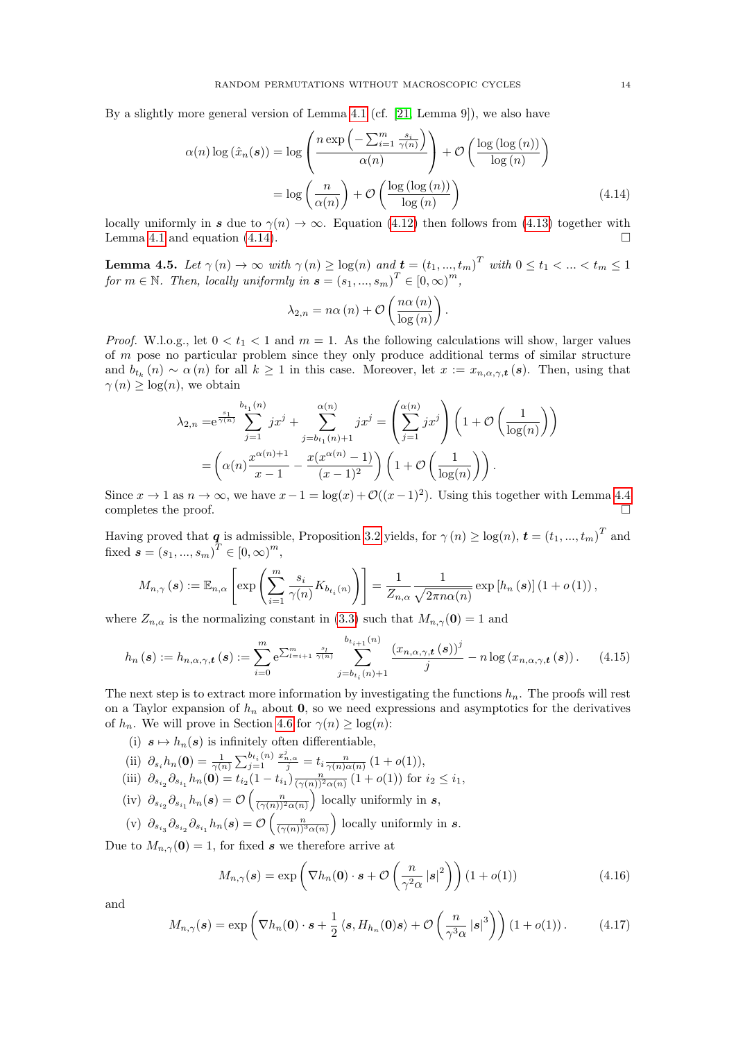By a slightly more general version of Lemma 4.1 (cf. [21, Lemma 9]), we also have

$$
\begin{aligned}
\alpha(n) \log\left(\hat{x}_n(\boldsymbol{s})\right) &= \log\left(\frac{n \exp\left(-\sum_{i=1}^{m} \frac{s_i}{\gamma(n)}\right)}{\alpha(n)}\right) + \mathcal{O}\left(\frac{\log\left(\log\left(n\right)\right)}{\log\left(n\right)}\right) \\
&= \log\left(\frac{n}{\alpha(n)}\right) + \mathcal{O}\left(\frac{\log\left(\log\left(n\right)\right)}{\log\left(n\right)}\right) \qquad (4.14)
\end{aligned}
$$

locally uniformly in $\boldsymbol{s}$ due to $\gamma(n) \to \infty$. Equation (4.12) then follows from (4.13) together with Lemma 4.1 and equation (4.14). $\square$

**Lemma 4.5.** *Let $\gamma(n) \to \infty$ with $\gamma(n) \geq \log(n)$ and $\boldsymbol{t} = (t_1, ..., t_m)^T$ with $0 \leq t_1 < ... < t_m \leq 1$ for $m \in \mathbb{N}$. Then, locally uniformly in $\boldsymbol{s} = (s_1, ..., s_m)^T \in [0, \infty)^m$,*

$$
\lambda_{2,n} = n\alpha(n) + \mathcal{O}\left(\frac{n\alpha(n)}{\log(n)}\right).
$$

*Proof.* W.l.o.g., let $0 < t_1 < 1$ and $m = 1$. As the following calculations will show, larger values of $m$ pose no particular problem since they only produce additional terms of similar structure and $b_{t_k}(n) \sim \alpha(n)$ for all $k \geq 1$ in this case. Moreover, let $x := x_{n,\alpha,\gamma,\boldsymbol{t}}(\boldsymbol{s})$. Then, using that $\gamma(n) \geq \log(n)$, we obtain

$$
\begin{aligned}
\lambda_{2,n} &= \mathrm{e}^{\frac{s_1}{\gamma(n)}} \sum_{j=1}^{b_{t_1}(n)} j x^j + \sum_{j=b_{t_1}(n)+1}^{\alpha(n)} j x^j = \left(\sum_{j=1}^{\alpha(n)} j x^j\right)\left(1 + \mathcal{O}\left(\frac{1}{\log(n)}\right)\right) \\
&= \left(\alpha(n)\frac{x^{\alpha(n)+1}}{x-1} - \frac{x(x^{\alpha(n)}-1)}{(x-1)^2}\right)\left(1 + \mathcal{O}\left(\frac{1}{\log(n)}\right)\right).
\end{aligned}
$$

Since $x \to 1$ as $n \to \infty$, we have $x - 1 = \log(x) + \mathcal{O}((x-1)^2)$. Using this together with Lemma 4.4 completes the proof. $\square$

Having proved that $\boldsymbol{q}$ is admissible, Proposition 3.2 yields, for $\gamma(n) \geq \log(n)$, $\boldsymbol{t} = (t_1, ..., t_m)^T$ and fixed $\boldsymbol{s} = (s_1, ..., s_m)^T \in [0, \infty)^m$,

$$
M_{n,\gamma}(\boldsymbol{s}) := \mathbb{E}_{n,\alpha}\left[\exp\left(\sum_{i=1}^{m} \frac{s_i}{\gamma(n)} K_{b_{t_i}(n)}\right)\right] = \frac{1}{Z_{n,\alpha}} \frac{1}{\sqrt{2\pi n\alpha(n)}} \exp\left[h_n(\boldsymbol{s})\right](1 + o(1)),
$$

where $Z_{n,\alpha}$ is the normalizing constant in (3.3) such that $M_{n,\gamma}(\boldsymbol{0}) = 1$ and

$$
h_n(\boldsymbol{s}) := h_{n,\alpha,\gamma,\boldsymbol{t}}(\boldsymbol{s}) := \sum_{i=0}^{m} \mathrm{e}^{\sum_{l=i+1}^{m} \frac{s_l}{\gamma(n)}} \sum_{j=b_{t_i}(n)+1}^{b_{t_{i+1}}(n)} \frac{\left(x_{n,\alpha,\gamma,\boldsymbol{t}}(\boldsymbol{s})\right)^j}{j} - n\log\left(x_{n,\alpha,\gamma,\boldsymbol{t}}(\boldsymbol{s})\right). \qquad (4.15)
$$

The next step is to extract more information by investigating the functions $h_n$. The proofs will rest on a Taylor expansion of $h_n$ about $\boldsymbol{0}$, so we need expressions and asymptotics for the derivatives of $h_n$. We will prove in Section 4.6 for $\gamma(n) \geq \log(n)$:

(i) $\boldsymbol{s} \mapsto h_n(\boldsymbol{s})$ is infinitely often differentiable,

(ii) $\partial_{s_i} h_n(\boldsymbol{0}) = \frac{1}{\gamma(n)} \sum_{j=1}^{b_{t_i}(n)} \frac{x_{n,\alpha}^j}{j} = t_i \frac{n}{\gamma(n)\alpha(n)}(1 + o(1))$,

(iii) $\partial_{s_{i_2}} \partial_{s_{i_1}} h_n(\boldsymbol{0}) = t_{i_2}(1 - t_{i_1}) \frac{n}{(\gamma(n))^2 \alpha(n)}(1 + o(1))$ for $i_2 \leq i_1$,

(iv) $\partial_{s_{i_2}} \partial_{s_{i_1}} h_n(\boldsymbol{s}) = \mathcal{O}\left(\frac{n}{(\gamma(n))^2 \alpha(n)}\right)$ locally uniformly in $\boldsymbol{s}$,

(v) $\partial_{s_{i_3}} \partial_{s_{i_2}} \partial_{s_{i_1}} h_n(\boldsymbol{s}) = \mathcal{O}\left(\frac{n}{(\gamma(n))^3 \alpha(n)}\right)$ locally uniformly in $\boldsymbol{s}$.

Due to $M_{n,\gamma}(\boldsymbol{0}) = 1$, for fixed $\boldsymbol{s}$ we therefore arrive at

$$
M_{n,\gamma}(\boldsymbol{s}) = \exp\left(\nabla h_n(\boldsymbol{0}) \cdot \boldsymbol{s} + \mathcal{O}\left(\frac{n}{\gamma^2 \alpha} |\boldsymbol{s}|^2\right)\right)(1 + o(1)) \qquad (4.16)
$$

and

$$
M_{n,\gamma}(\boldsymbol{s}) = \exp\left(\nabla h_n(\boldsymbol{0}) \cdot \boldsymbol{s} + \frac{1}{2}\left\langle \boldsymbol{s}, H_{h_n}(\boldsymbol{0})\boldsymbol{s}\right\rangle + \mathcal{O}\left(\frac{n}{\gamma^3 \alpha} |\boldsymbol{s}|^3\right)\right)(1 + o(1)). \qquad (4.17)
$$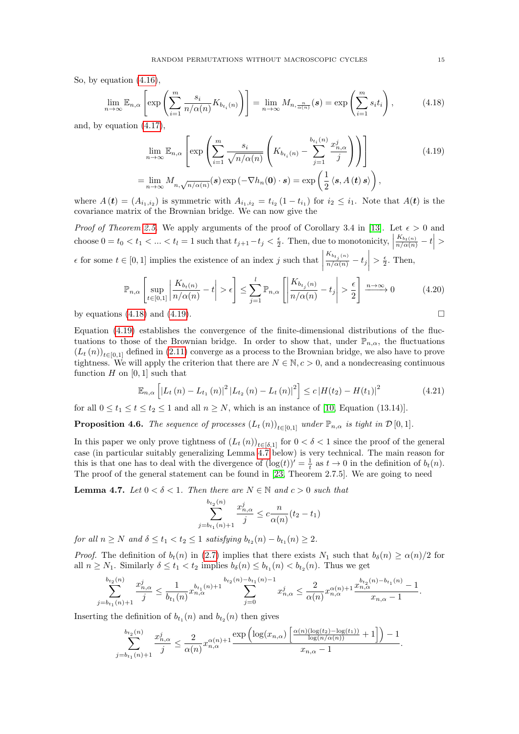So, by equation (4.16),

$$\lim_{n\to\infty} \mathbb{E}_{n,\alpha}\left[\exp\left(\sum_{i=1}^m \frac{s_i}{n/\alpha(n)} K_{b_{t_i}(n)}\right)\right] = \lim_{n\to\infty} M_{n,\frac{n}{\alpha(n)}}(\boldsymbol{s}) = \exp\left(\sum_{i=1}^m s_i t_i\right), \tag{4.18}$$

and, by equation (4.17),

$$\begin{aligned}
&\lim_{n\to\infty} \mathbb{E}_{n,\alpha}\left[\exp\left(\sum_{i=1}^m \frac{s_i}{\sqrt{n/\alpha(n)}}\left(K_{b_{t_i}(n)} - \sum_{j=1}^{b_{t_i}(n)} \frac{x_{n,\alpha}^j}{j}\right)\right)\right] \\
&= \lim_{n\to\infty} M_{n,\sqrt{n/\alpha(n)}}(\boldsymbol{s}) \exp\left(-\nabla h_n(\mathbf{0})\cdot \boldsymbol{s}\right) = \exp\left(\frac{1}{2}\left\langle \boldsymbol{s}, A\left(\boldsymbol{t}\right)\boldsymbol{s}\right\rangle\right),
\end{aligned} \tag{4.19}$$

where $A\left(\boldsymbol{t}\right) = (A_{i_1,i_2})$ is symmetric with $A_{i_1,i_2} = t_{i_2}\left(1-t_{i_1}\right)$ for $i_2 \le i_1$. Note that $A(\boldsymbol{t})$ is the covariance matrix of the Brownian bridge. We can now give the

*Proof of Theorem 2.5.* We apply arguments of the proof of Corollary 3.4 in [13]. Let $\epsilon > 0$ and choose $0 = t_0 < t_1 < ... < t_l = 1$ such that $t_{j+1} - t_j < \frac{\epsilon}{2}$. Then, due to monotonicity, $\left|\frac{K_{b_t(n)}}{n/\alpha(n)} - t\right| > \epsilon$ for some $t \in [0,1]$ implies the existence of an index $j$ such that $\left|\frac{K_{b_{t_j}(n)}}{n/\alpha(n)} - t_j\right| > \frac{\epsilon}{2}$. Then,

$$\mathbb{P}_{n,\alpha}\left[\sup_{t\in[0,1]}\left|\frac{K_{b_t(n)}}{n/\alpha(n)} - t\right| > \epsilon\right] \le \sum_{j=1}^l \mathbb{P}_{n,\alpha}\left[\left|\frac{K_{b_{t_j}(n)}}{n/\alpha(n)} - t_j\right| > \frac{\epsilon}{2}\right] \xrightarrow{n\to\infty} 0 \tag{4.20}$$

by equations (4.18) and (4.19). □

Equation (4.19) establishes the convergence of the finite-dimensional distributions of the fluctuations to those of the Brownian bridge. In order to show that, under $\mathbb{P}_{n,\alpha}$, the fluctuations $\left(L_t\left(n\right)\right)_{t\in[0,1]}$ defined in (2.11) converge as a process to the Brownian bridge, we also have to prove tightness. We will apply the criterion that there are $N \in \mathbb{N}, c > 0$, and a nondecreasing continuous function $H$ on $[0,1]$ such that

$$\mathbb{E}_{n,\alpha}\left[\left|L_t\left(n\right) - L_{t_1}\left(n\right)\right|^2 \left|L_{t_2}\left(n\right) - L_t\left(n\right)\right|^2\right] \le c\left|H(t_2) - H(t_1)\right|^2 \tag{4.21}$$

for all $0 \le t_1 \le t \le t_2 \le 1$ and all $n \ge N$, which is an instance of [10, Equation (13.14)].

**Proposition 4.6.** *The sequence of processes $\left(L_t\left(n\right)\right)_{t\in[0,1]}$ under $\mathbb{P}_{n,\alpha}$ is tight in $\mathcal{D}\left[0,1\right]$.*

In this paper we only prove tightness of $\left(L_t\left(n\right)\right)_{t\in[\delta,1]}$ for $0 < \delta < 1$ since the proof of the general case (in particular suitably generalizing Lemma 4.7 below) is very technical. The main reason for this is that one has to deal with the divergence of $(\log(t))' = \frac{1}{t}$ as $t \to 0$ in the definition of $b_t(n)$. The proof of the general statement can be found in [23, Theorem 2.7.5]. We are going to need

**Lemma 4.7.** *Let $0 < \delta < 1$. Then there are $N \in \mathbb{N}$ and $c > 0$ such that*

$$\sum_{j=b_{t_1}(n)+1}^{b_{t_2}(n)} \frac{x_{n,\alpha}^j}{j} \le c\frac{n}{\alpha(n)}(t_2 - t_1)$$

*for all $n \ge N$ and $\delta \le t_1 < t_2 \le 1$ satisfying $b_{t_2}(n) - b_{t_1}(n) \ge 2$.*

*Proof.* The definition of $b_t(n)$ in (2.7) implies that there exists $N_1$ such that $b_\delta(n) \ge \alpha(n)/2$ for all $n \ge N_1$. Similarly $\delta \le t_1 < t_2$ implies $b_\delta(n) \le b_{t_1}(n) < b_{t_2}(n)$. Thus we get

$$\sum_{j=b_{t_1}(n)+1}^{b_{t_2}(n)} \frac{x_{n,\alpha}^j}{j} \le \frac{1}{b_{t_1}(n)} x_{n,\alpha}^{b_{t_1}(n)+1} \sum_{j=0}^{b_{t_2}(n)-b_{t_1}(n)-1} x_{n,\alpha}^j \le \frac{2}{\alpha(n)} x_{n,\alpha}^{\alpha(n)+1} \frac{x_{n,\alpha}^{b_{t_2}(n)-b_{t_1}(n)} - 1}{x_{n,\alpha} - 1}.$$

Inserting the definition of $b_{t_1}(n)$ and $b_{t_2}(n)$ then gives

$$\sum_{j=b_{t_1}(n)+1}^{b_{t_2}(n)} \frac{x_{n,\alpha}^j}{j} \le \frac{2}{\alpha(n)} x_{n,\alpha}^{\alpha(n)+1} \frac{\exp\left(\log(x_{n,\alpha})\left\lceil \frac{\alpha(n)(\log(t_2)-\log(t_1))}{\log(n/\alpha(n))} + 1\right\rceil\right) - 1}{x_{n,\alpha} - 1}.$$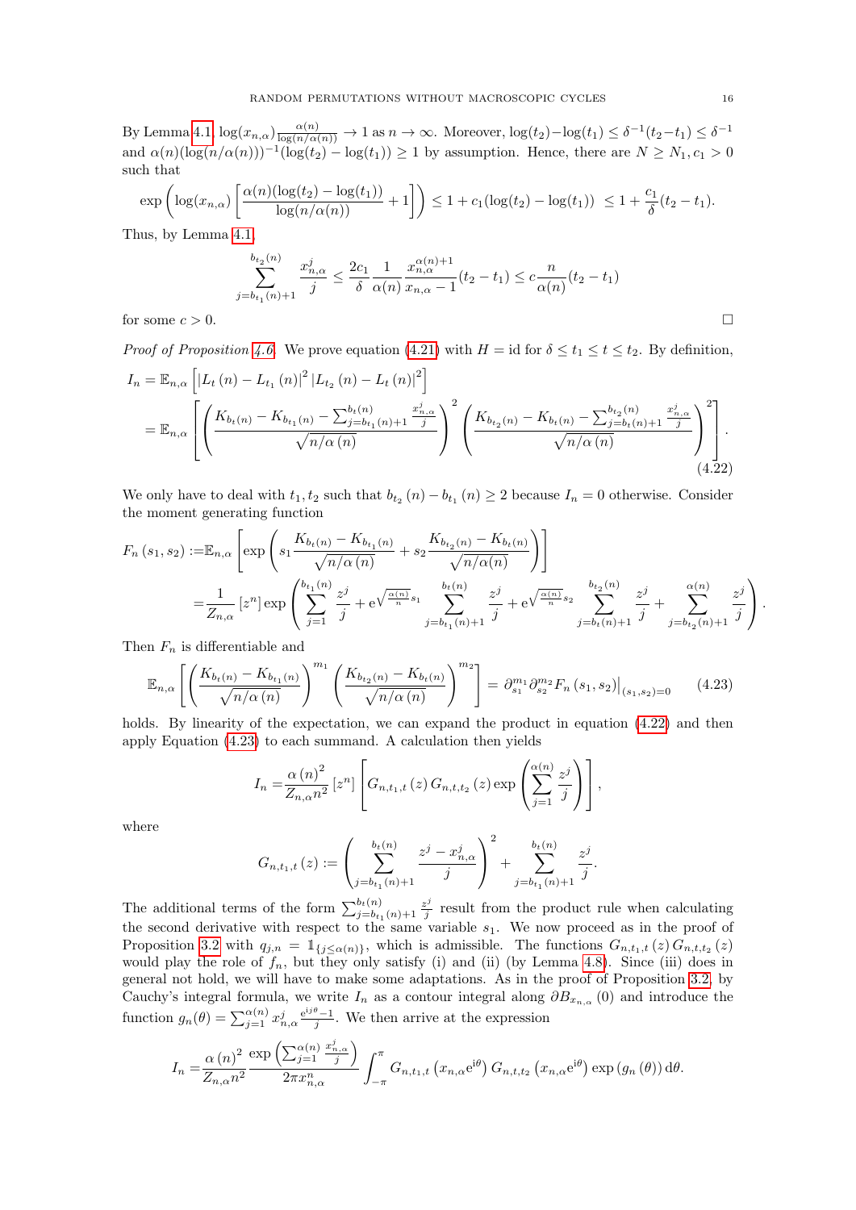By Lemma 4.1 $\log(x_{n,\alpha})\frac{\alpha(n)}{\log(n/\alpha(n))} \to 1$ as $n \to \infty$. Moreover, $\log(t_2)-\log(t_1) \leq \delta^{-1}(t_2-t_1) \leq \delta^{-1}$ and $\alpha(n)(\log(n/\alpha(n)))^{-1}(\log(t_2)-\log(t_1)) \geq 1$ by assumption. Hence, there are $N \geq N_1, c_1 > 0$ such that

$$\exp\left(\log(x_{n,\alpha})\left[\frac{\alpha(n)(\log(t_2)-\log(t_1))}{\log(n/\alpha(n))}+1\right]\right) \leq 1+c_1(\log(t_2)-\log(t_1)) \ \leq 1+\frac{c_1}{\delta}(t_2-t_1).$$

Thus, by Lemma 4.1

$$\sum_{j=b_{t_1}(n)+1}^{b_{t_2}(n)} \frac{x_{n,\alpha}^j}{j} \leq \frac{2c_1}{\delta}\frac{1}{\alpha(n)}\frac{x_{n,\alpha}^{\alpha(n)+1}}{x_{n,\alpha}-1}(t_2-t_1) \leq c\frac{n}{\alpha(n)}(t_2-t_1)$$

for some $c > 0$. $\square$

*Proof of Proposition 4.6.* We prove equation (4.21) with $H = \mathrm{id}$ for $\delta \leq t_1 \leq t \leq t_2$. By definition,

$$\begin{aligned}
I_n &= \mathbb{E}_{n,\alpha}\left[\left|L_t(n)-L_{t_1}(n)\right|^2\left|L_{t_2}(n)-L_t(n)\right|^2\right] \\
&= \mathbb{E}_{n,\alpha}\left[\left(\frac{K_{b_t(n)}-K_{b_{t_1}(n)}-\sum_{j=b_{t_1}(n)+1}^{b_t(n)}\frac{x_{n,\alpha}^j}{j}}{\sqrt{n/\alpha(n)}}\right)^2\left(\frac{K_{b_{t_2}(n)}-K_{b_t(n)}-\sum_{j=b_t(n)+1}^{b_{t_2}(n)}\frac{x_{n,\alpha}^j}{j}}{\sqrt{n/\alpha(n)}}\right)^2\right].
\end{aligned} \tag{4.22}$$

We only have to deal with $t_1, t_2$ such that $b_{t_2}(n) - b_{t_1}(n) \geq 2$ because $I_n = 0$ otherwise. Consider the moment generating function

$$\begin{aligned}
F_n(s_1,s_2) :=& \mathbb{E}_{n,\alpha}\left[\exp\left(s_1\frac{K_{b_t(n)}-K_{b_{t_1}(n)}}{\sqrt{n/\alpha(n)}}+s_2\frac{K_{b_{t_2}(n)}-K_{b_t(n)}}{\sqrt{n/\alpha(n)}}\right)\right] \\
=&\frac{1}{Z_{n,\alpha}}[z^n]\exp\left(\sum_{j=1}^{b_{t_1}(n)}\frac{z^j}{j}+\mathrm{e}^{\sqrt{\frac{\alpha(n)}{n}}s_1}\sum_{j=b_{t_1}(n)+1}^{b_t(n)}\frac{z^j}{j}+\mathrm{e}^{\sqrt{\frac{\alpha(n)}{n}}s_2}\sum_{j=b_t(n)+1}^{b_{t_2}(n)}\frac{z^j}{j}+\sum_{j=b_{t_2}(n)+1}^{\alpha(n)}\frac{z^j}{j}\right).
\end{aligned}$$

Then $F_n$ is differentiable and

$$\mathbb{E}_{n,\alpha}\left[\left(\frac{K_{b_t(n)}-K_{b_{t_1}(n)}}{\sqrt{n/\alpha(n)}}\right)^{m_1}\left(\frac{K_{b_{t_2}(n)}-K_{b_t(n)}}{\sqrt{n/\alpha(n)}}\right)^{m_2}\right] = \partial_{s_1}^{m_1}\partial_{s_2}^{m_2}F_n(s_1,s_2)\big|_{(s_1,s_2)=0} \tag{4.23}$$

holds. By linearity of the expectation, we can expand the product in equation (4.22) and then apply Equation (4.23) to each summand. A calculation then yields

$$I_n = \frac{\alpha(n)^2}{Z_{n,\alpha}n^2}[z^n]\left[G_{n,t_1,t}(z)\,G_{n,t,t_2}(z)\exp\left(\sum_{j=1}^{\alpha(n)}\frac{z^j}{j}\right)\right],$$

where

$$G_{n,t_1,t}(z) := \left(\sum_{j=b_{t_1}(n)+1}^{b_t(n)}\frac{z^j-x_{n,\alpha}^j}{j}\right)^2+\sum_{j=b_{t_1}(n)+1}^{b_t(n)}\frac{z^j}{j}.$$

The additional terms of the form $\sum_{j=b_{t_1}(n)+1}^{b_t(n)}\frac{z^j}{j}$ result from the product rule when calculating the second derivative with respect to the same variable $s_1$. We now proceed as in the proof of Proposition 3.2 with $q_{j,n} = \mathbb{1}_{\{j\leq\alpha(n)\}}$, which is admissible. The functions $G_{n,t_1,t}(z)\,G_{n,t,t_2}(z)$ would play the role of $f_n$, but they only satisfy (i) and (ii) (by Lemma 4.8). Since (iii) does in general not hold, we will have to make some adaptations. As in the proof of Proposition 3.2, by Cauchy's integral formula, we write $I_n$ as a contour integral along $\partial B_{x_{n,\alpha}}(0)$ and introduce the function $g_n(\theta) = \sum_{j=1}^{\alpha(n)} x_{n,\alpha}^j\frac{\mathrm{e}^{\mathrm{i}j\theta}-1}{j}$. We then arrive at the expression

$$I_n = \frac{\alpha(n)^2}{Z_{n,\alpha}n^2}\frac{\exp\left(\sum_{j=1}^{\alpha(n)}\frac{x_{n,\alpha}^j}{j}\right)}{2\pi x_{n,\alpha}^n}\int_{-\pi}^{\pi}G_{n,t_1,t}\left(x_{n,\alpha}\mathrm{e}^{\mathrm{i}\theta}\right)G_{n,t,t_2}\left(x_{n,\alpha}\mathrm{e}^{\mathrm{i}\theta}\right)\exp\left(g_n(\theta)\right)\mathrm{d}\theta.$$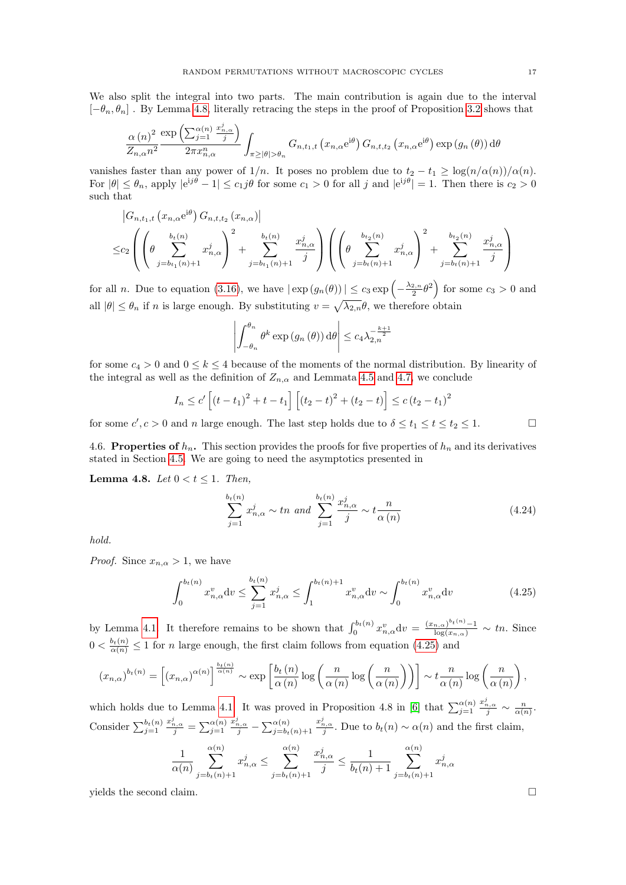We also split the integral into two parts. The main contribution is again due to the interval $[-\theta_n, \theta_n]$. By Lemma 4.8, literally retracing the steps in the proof of Proposition 3.2 shows that

$$\frac{\alpha(n)^2}{Z_{n,\alpha} n^2} \frac{\exp\left(\sum_{j=1}^{\alpha(n)} \frac{x_{n,\alpha}^j}{j}\right)}{2\pi x_{n,\alpha}^n} \int_{\pi \geq |\theta| > \theta_n} G_{n,t_1,t}\left(x_{n,\alpha} \mathrm{e}^{\mathrm{i}\theta}\right) G_{n,t,t_2}\left(x_{n,\alpha} \mathrm{e}^{\mathrm{i}\theta}\right) \exp\left(g_n(\theta)\right) \mathrm{d}\theta$$

vanishes faster than any power of $1/n$. It poses no problem due to $t_2 - t_1 \geq \log(n/\alpha(n))/\alpha(n)$. For $|\theta| \leq \theta_n$, apply $|\mathrm{e}^{\mathrm{i}j\theta} - 1| \leq c_1 j\theta$ for some $c_1 > 0$ for all $j$ and $|\mathrm{e}^{\mathrm{i}j\theta}| = 1$. Then there is $c_2 > 0$ such that

$$\begin{aligned}
&\left|G_{n,t_1,t}\left(x_{n,\alpha} \mathrm{e}^{\mathrm{i}\theta}\right) G_{n,t,t_2}\left(x_{n,\alpha}\right)\right| \\
\leq &c_2 \left( \left( \theta \sum_{j=b_{t_1}(n)+1}^{b_t(n)} x_{n,\alpha}^j \right)^2 + \sum_{j=b_{t_1}(n)+1}^{b_t(n)} \frac{x_{n,\alpha}^j}{j} \right) \left( \left( \theta \sum_{j=b_t(n)+1}^{b_{t_2}(n)} x_{n,\alpha}^j \right)^2 + \sum_{j=b_t(n)+1}^{b_{t_2}(n)} \frac{x_{n,\alpha}^j}{j} \right)
\end{aligned}$$

for all $n$. Due to equation (3.16), we have $|\exp(g_n(\theta))| \leq c_3 \exp\left(-\frac{\lambda_{2,n}}{2}\theta^2\right)$ for some $c_3 > 0$ and all $|\theta| \leq \theta_n$ if $n$ is large enough. By substituting $v = \sqrt{\lambda_{2,n}}\theta$, we therefore obtain

$$\left| \int_{-\theta_n}^{\theta_n} \theta^k \exp\left(g_n(\theta)\right) \mathrm{d}\theta \right| \leq c_4 \lambda_{2,n}^{-\frac{k+1}{2}}$$

for some $c_4 > 0$ and $0 \leq k \leq 4$ because of the moments of the normal distribution. By linearity of the integral as well as the definition of $Z_{n,\alpha}$ and Lemmata 4.5 and 4.7, we conclude

$$I_n \leq c' \left[ (t-t_1)^2 + t - t_1 \right] \left[ (t_2 - t)^2 + (t_2 - t) \right] \leq c \,(t_2 - t_1)^2$$

for some $c', c > 0$ and $n$ large enough. The last step holds due to $\delta \leq t_1 \leq t \leq t_2 \leq 1$. □

4.6. **Properties of $h_n$.** This section provides the proofs for five properties of $h_n$ and its derivatives stated in Section 4.5. We are going to need the asymptotics presented in

**Lemma 4.8.** *Let $0 < t \leq 1$. Then,*

$$\sum_{j=1}^{b_t(n)} x_{n,\alpha}^j \sim tn \text{ and } \sum_{j=1}^{b_t(n)} \frac{x_{n,\alpha}^j}{j} \sim t \frac{n}{\alpha(n)} \tag{4.24}$$

*hold.*

*Proof.* Since $x_{n,\alpha} > 1$, we have

$$\int_0^{b_t(n)} x_{n,\alpha}^v \mathrm{d}v \leq \sum_{j=1}^{b_t(n)} x_{n,\alpha}^j \leq \int_1^{b_t(n)+1} x_{n,\alpha}^v \mathrm{d}v \sim \int_0^{b_t(n)} x_{n,\alpha}^v \mathrm{d}v \tag{4.25}$$

by Lemma 4.1. It therefore remains to be shown that $\int_0^{b_t(n)} x_{n,\alpha}^v \mathrm{d}v = \frac{(x_{n,\alpha})^{b_t(n)} - 1}{\log(x_{n,\alpha})} \sim tn$. Since $0 < \frac{b_t(n)}{\alpha(n)} \leq 1$ for $n$ large enough, the first claim follows from equation (4.25) and

$$(x_{n,\alpha})^{b_t(n)} = \left[(x_{n,\alpha})^{\alpha(n)}\right]^{\frac{b_t(n)}{\alpha(n)}} \sim \exp\left[\frac{b_t(n)}{\alpha(n)} \log\left(\frac{n}{\alpha(n)} \log\left(\frac{n}{\alpha(n)}\right)\right)\right] \sim t \frac{n}{\alpha(n)} \log\left(\frac{n}{\alpha(n)}\right),$$

which holds due to Lemma 4.1. It was proved in Proposition 4.8 in [6] that $\sum_{j=1}^{\alpha(n)} \frac{x_{n,\alpha}^j}{j} \sim \frac{n}{\alpha(n)}$. Consider $\sum_{j=1}^{b_t(n)} \frac{x_{n,\alpha}^j}{j} = \sum_{j=1}^{\alpha(n)} \frac{x_{n,\alpha}^j}{j} - \sum_{j=b_t(n)+1}^{\alpha(n)} \frac{x_{n,\alpha}^j}{j}$. Due to $b_t(n) \sim \alpha(n)$ and the first claim,

$$\frac{1}{\alpha(n)} \sum_{j=b_t(n)+1}^{\alpha(n)} x_{n,\alpha}^j \leq \sum_{j=b_t(n)+1}^{\alpha(n)} \frac{x_{n,\alpha}^j}{j} \leq \frac{1}{b_t(n)+1} \sum_{j=b_t(n)+1}^{\alpha(n)} x_{n,\alpha}^j$$

yields the second claim. □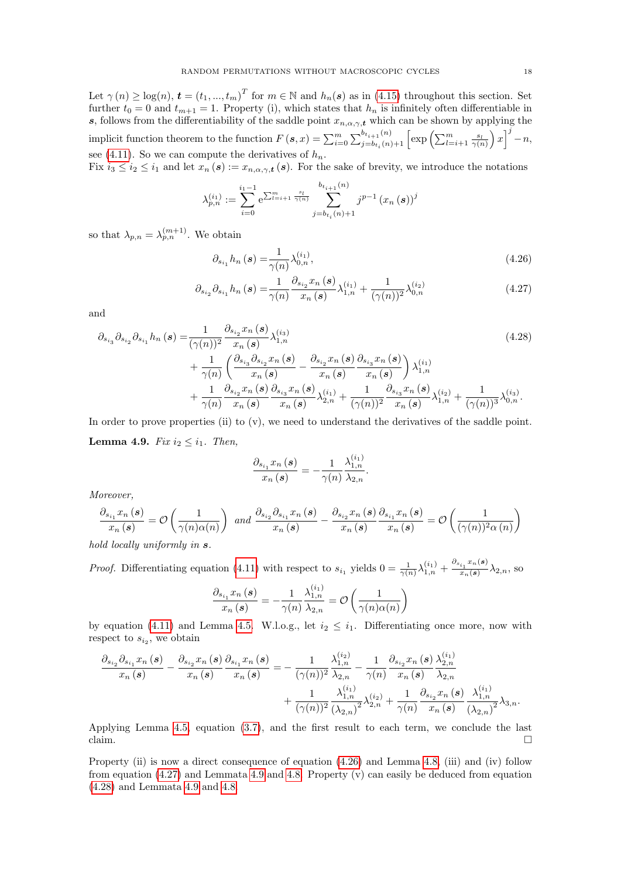Let $\gamma(n) \geq \log(n)$, $\boldsymbol{t} = (t_1, ..., t_m)^T$ for $m \in \mathbb{N}$ and $h_n(\boldsymbol{s})$ as in (4.15) throughout this section. Set further $t_0 = 0$ and $t_{m+1} = 1$. Property (i), which states that $h_n$ is infinitely often differentiable in $\boldsymbol{s}$, follows from the differentiability of the saddle point $x_{n,\alpha,\gamma,\boldsymbol{t}}$ which can be shown by applying the implicit function theorem to the function $F(\boldsymbol{s}, x) = \sum_{i=0}^{m} \sum_{j=b_{t_i}(n)+1}^{b_{t_{i+1}}(n)} \left[\exp\left(\sum_{l=i+1}^{m} \frac{s_l}{\gamma(n)}\right) x\right]^j - n$, see (4.11). So we can compute the derivatives of $h_n$.

Fix $i_3 \leq i_2 \leq i_1$ and let $x_n(\boldsymbol{s}) := x_{n,\alpha,\gamma,\boldsymbol{t}}(\boldsymbol{s})$. For the sake of brevity, we introduce the notations

$$\lambda_{p,n}^{(i_1)} := \sum_{i=0}^{i_1-1} \mathrm{e}^{\sum_{l=i+1}^{m} \frac{s_l}{\gamma(n)}} \sum_{j=b_{t_i}(n)+1}^{b_{t_{i+1}}(n)} j^{p-1} (x_n(\boldsymbol{s}))^j$$

so that $\lambda_{p,n} = \lambda_{p,n}^{(m+1)}$. We obtain

$$\partial_{s_{i_1}} h_n(\boldsymbol{s}) = \frac{1}{\gamma(n)} \lambda_{0,n}^{(i_1)}, \tag{4.26}$$

$$\partial_{s_{i_2}} \partial_{s_{i_1}} h_n(\boldsymbol{s}) = \frac{1}{\gamma(n)} \frac{\partial_{s_{i_2}} x_n(\boldsymbol{s})}{x_n(\boldsymbol{s})} \lambda_{1,n}^{(i_1)} + \frac{1}{(\gamma(n))^2} \lambda_{0,n}^{(i_2)} \tag{4.27}$$

and

$$\begin{aligned}
\partial_{s_{i_3}} \partial_{s_{i_2}} \partial_{s_{i_1}} h_n(\boldsymbol{s}) = & \frac{1}{(\gamma(n))^2} \frac{\partial_{s_{i_2}} x_n(\boldsymbol{s})}{x_n(\boldsymbol{s})} \lambda_{1,n}^{(i_3)} \\
& + \frac{1}{\gamma(n)} \left( \frac{\partial_{s_{i_3}} \partial_{s_{i_2}} x_n(\boldsymbol{s})}{x_n(\boldsymbol{s})} - \frac{\partial_{s_{i_2}} x_n(\boldsymbol{s})}{x_n(\boldsymbol{s})} \frac{\partial_{s_{i_3}} x_n(\boldsymbol{s})}{x_n(\boldsymbol{s})} \right) \lambda_{1,n}^{(i_1)} \\
& + \frac{1}{\gamma(n)} \frac{\partial_{s_{i_2}} x_n(\boldsymbol{s})}{x_n(\boldsymbol{s})} \frac{\partial_{s_{i_3}} x_n(\boldsymbol{s})}{x_n(\boldsymbol{s})} \lambda_{2,n}^{(i_1)} + \frac{1}{(\gamma(n))^2} \frac{\partial_{s_{i_3}} x_n(\boldsymbol{s})}{x_n(\boldsymbol{s})} \lambda_{1,n}^{(i_2)} + \frac{1}{(\gamma(n))^3} \lambda_{0,n}^{(i_3)}.
\end{aligned} \tag{4.28}$$

In order to prove properties (ii) to (v), we need to understand the derivatives of the saddle point.

**Lemma 4.9.** *Fix $i_2 \leq i_1$. Then,*

$$\frac{\partial_{s_{i_1}} x_n(\boldsymbol{s})}{x_n(\boldsymbol{s})} = -\frac{1}{\gamma(n)} \frac{\lambda_{1,n}^{(i_1)}}{\lambda_{2,n}}.$$

*Moreover,*

$$\frac{\partial_{s_{i_1}} x_n(\boldsymbol{s})}{x_n(\boldsymbol{s})} = \mathcal{O}\left(\frac{1}{\gamma(n)\alpha(n)}\right) \text{ and } \frac{\partial_{s_{i_2}} \partial_{s_{i_1}} x_n(\boldsymbol{s})}{x_n(\boldsymbol{s})} - \frac{\partial_{s_{i_2}} x_n(\boldsymbol{s})}{x_n(\boldsymbol{s})} \frac{\partial_{s_{i_1}} x_n(\boldsymbol{s})}{x_n(\boldsymbol{s})} = \mathcal{O}\left(\frac{1}{(\gamma(n))^2 \alpha(n)}\right)$$

*hold locally uniformly in $\boldsymbol{s}$.*

*Proof.* Differentiating equation (4.11) with respect to $s_{i_1}$ yields $0 = \frac{1}{\gamma(n)} \lambda_{1,n}^{(i_1)} + \frac{\partial_{s_{i_1}} x_n(\boldsymbol{s})}{x_n(\boldsymbol{s})} \lambda_{2,n}$, so

$$\frac{\partial_{s_{i_1}} x_n(\boldsymbol{s})}{x_n(\boldsymbol{s})} = -\frac{1}{\gamma(n)} \frac{\lambda_{1,n}^{(i_1)}}{\lambda_{2,n}} = \mathcal{O}\left(\frac{1}{\gamma(n)\alpha(n)}\right)$$

by equation (4.11) and Lemma 4.5. W.l.o.g., let $i_2 \leq i_1$. Differentiating once more, now with respect to $s_{i_2}$, we obtain

$$\begin{aligned}
\frac{\partial_{s_{i_2}} \partial_{s_{i_1}} x_n(\boldsymbol{s})}{x_n(\boldsymbol{s})} - \frac{\partial_{s_{i_2}} x_n(\boldsymbol{s})}{x_n(\boldsymbol{s})} \frac{\partial_{s_{i_1}} x_n(\boldsymbol{s})}{x_n(\boldsymbol{s})} = & -\frac{1}{(\gamma(n))^2} \frac{\lambda_{1,n}^{(i_2)}}{\lambda_{2,n}} - \frac{1}{\gamma(n)} \frac{\partial_{s_{i_2}} x_n(\boldsymbol{s})}{x_n(\boldsymbol{s})} \frac{\lambda_{2,n}^{(i_1)}}{\lambda_{2,n}} \\
& + \frac{1}{(\gamma(n))^2} \frac{\lambda_{1,n}^{(i_1)}}{(\lambda_{2,n})^2} \lambda_{2,n}^{(i_2)} + \frac{1}{\gamma(n)} \frac{\partial_{s_{i_2}} x_n(\boldsymbol{s})}{x_n(\boldsymbol{s})} \frac{\lambda_{1,n}^{(i_1)}}{(\lambda_{2,n})^2} \lambda_{3,n}.
\end{aligned}$$

Applying Lemma 4.5, equation (3.7), and the first result to each term, we conclude the last claim. □

Property (ii) is now a direct consequence of equation (4.26) and Lemma 4.8, (iii) and (iv) follow from equation (4.27) and Lemmata 4.9 and 4.8. Property (v) can easily be deduced from equation (4.28) and Lemmata 4.9 and 4.8.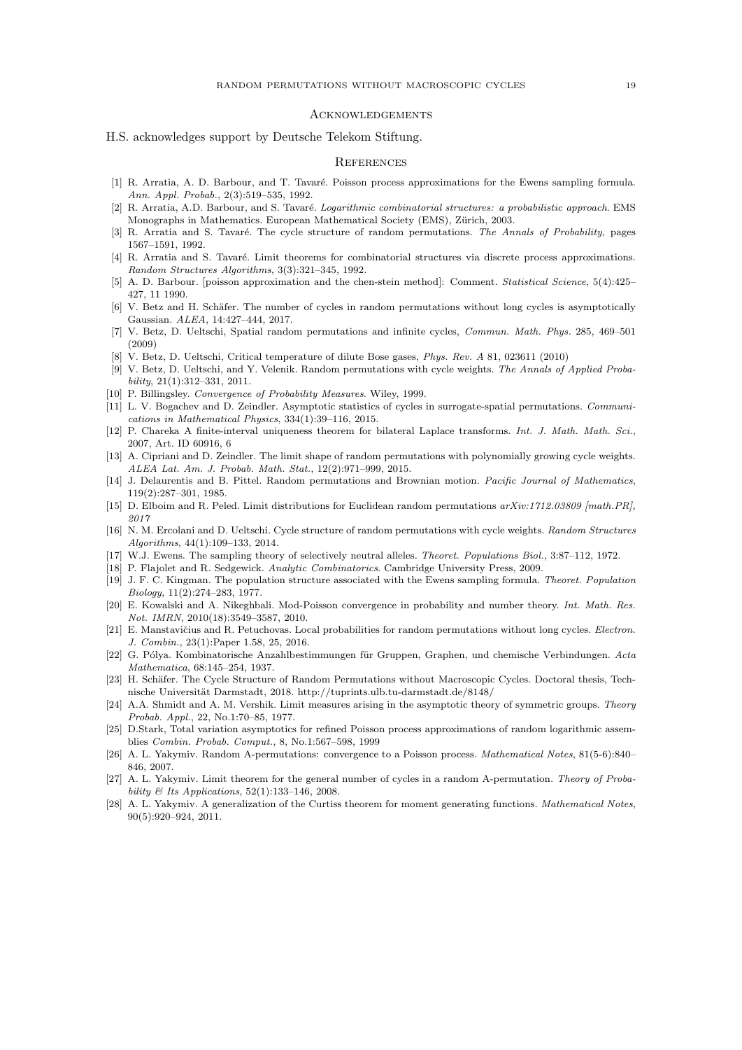## Acknowledgements

H.S. acknowledges support by Deutsche Telekom Stiftung.

## References

[1] R. Arratia, A. D. Barbour, and T. Tavaré. Poisson process approximations for the Ewens sampling formula. *Ann. Appl. Probab.*, 2(3):519–535, 1992.

[2] R. Arratia, A.D. Barbour, and S. Tavaré. *Logarithmic combinatorial structures: a probabilistic approach*. EMS Monographs in Mathematics. European Mathematical Society (EMS), Zürich, 2003.

[3] R. Arratia and S. Tavaré. The cycle structure of random permutations. *The Annals of Probability*, pages 1567–1591, 1992.

[4] R. Arratia and S. Tavaré. Limit theorems for combinatorial structures via discrete process approximations. *Random Structures Algorithms*, 3(3):321–345, 1992.

[5] A. D. Barbour. [poisson approximation and the chen-stein method]: Comment. *Statistical Science*, 5(4):425–427, 11 1990.

[6] V. Betz and H. Schäfer. The number of cycles in random permutations without long cycles is asymptotically Gaussian. *ALEA*, 14:427–444, 2017.

[7] V. Betz, D. Ueltschi, Spatial random permutations and infinite cycles, *Commun. Math. Phys.* 285, 469–501 (2009)

[8] V. Betz, D. Ueltschi, Critical temperature of dilute Bose gases, *Phys. Rev. A* 81, 023611 (2010)

[9] V. Betz, D. Ueltschi, and Y. Velenik. Random permutations with cycle weights. *The Annals of Applied Probability*, 21(1):312–331, 2011.

[10] P. Billingsley. *Convergence of Probability Measures*. Wiley, 1999.

[11] L. V. Bogachev and D. Zeindler. Asymptotic statistics of cycles in surrogate-spatial permutations. *Communications in Mathematical Physics*, 334(1):39–116, 2015.

[12] P. Chareka A finite-interval uniqueness theorem for bilateral Laplace transforms. *Int. J. Math. Math. Sci.*, 2007, Art. ID 60916, 6

[13] A. Cipriani and D. Zeindler. The limit shape of random permutations with polynomially growing cycle weights. *ALEA Lat. Am. J. Probab. Math. Stat.*, 12(2):971–999, 2015.

[14] J. Delaurentis and B. Pittel. Random permutations and Brownian motion. *Pacific Journal of Mathematics*, 119(2):287–301, 1985.

[15] D. Elboim and R. Peled. Limit distributions for Euclidean random permutations *arXiv:1712.03809 [math.PR], 2017*

[16] N. M. Ercolani and D. Ueltschi. Cycle structure of random permutations with cycle weights. *Random Structures Algorithms*, 44(1):109–133, 2014.

[17] W.J. Ewens. The sampling theory of selectively neutral alleles. *Theoret. Populations Biol.*, 3:87–112, 1972.

[18] P. Flajolet and R. Sedgewick. *Analytic Combinatorics*. Cambridge University Press, 2009.

[19] J. F. C. Kingman. The population structure associated with the Ewens sampling formula. *Theoret. Population Biology*, 11(2):274–283, 1977.

[20] E. Kowalski and A. Nikeghbali. Mod-Poisson convergence in probability and number theory. *Int. Math. Res. Not. IMRN*, 2010(18):3549–3587, 2010.

[21] E. Manstavičius and R. Petuchovas. Local probabilities for random permutations without long cycles. *Electron. J. Combin.*, 23(1):Paper 1.58, 25, 2016.

[22] G. Pólya. Kombinatorische Anzahlbestimmungen für Gruppen, Graphen, und chemische Verbindungen. *Acta Mathematica*, 68:145–254, 1937.

[23] H. Schäfer. The Cycle Structure of Random Permutations without Macroscopic Cycles. Doctoral thesis, Technische Universität Darmstadt, 2018. http://tuprints.ulb.tu-darmstadt.de/8148/

[24] A.A. Shmidt and A. M. Vershik. Limit measures arising in the asymptotic theory of symmetric groups. *Theory Probab. Appl.*, 22, No.1:70–85, 1977.

[25] D.Stark, Total variation asymptotics for refined Poisson process approximations of random logarithmic assemblies *Combin. Probab. Comput.*, 8, No.1:567–598, 1999

[26] A. L. Yakymiv. Random A-permutations: convergence to a Poisson process. *Mathematical Notes*, 81(5-6):840–846, 2007.

[27] A. L. Yakymiv. Limit theorem for the general number of cycles in a random A-permutation. *Theory of Probability & Its Applications*, 52(1):133–146, 2008.

[28] A. L. Yakymiv. A generalization of the Curtiss theorem for moment generating functions. *Mathematical Notes*, 90(5):920–924, 2011.